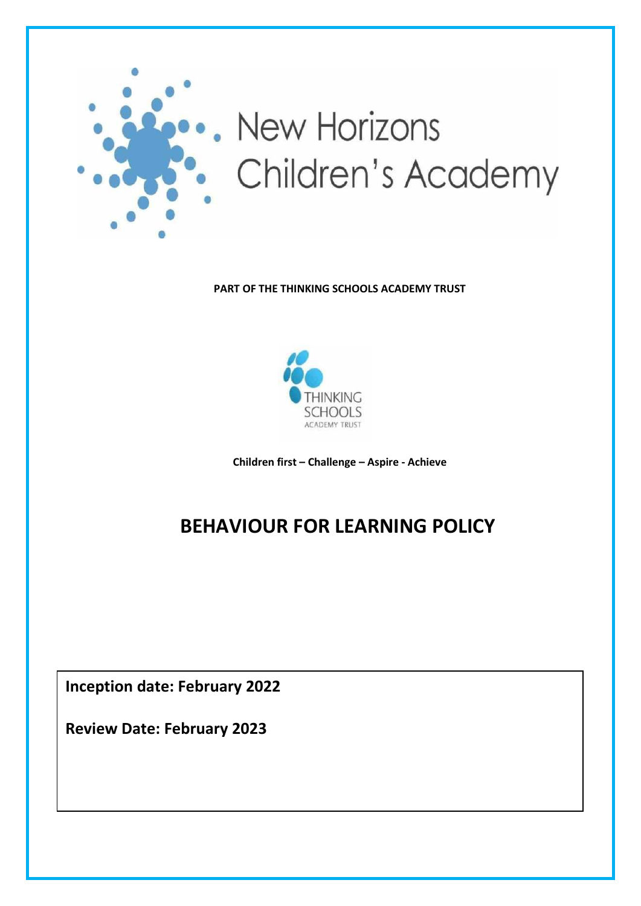New Horizons Children's Academy

**PART OF THE THINKING SCHOOLS ACADEMY TRUST**

THINKING SCHOOLS ACADEMY TRUST

**Children first – Challenge – Aspire - Achieve**

# BEHAVIOUR FOR LEARNING POLICY

**Inception date: February 2022**

**Review Date: February 2023**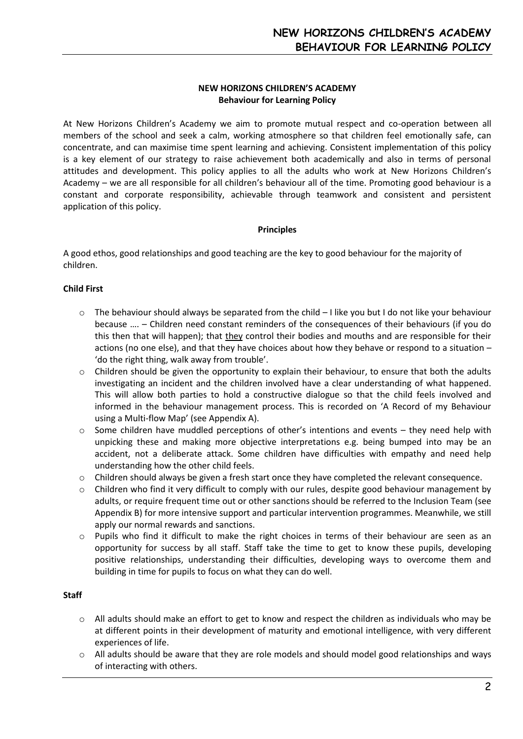**NEW HORIZONS CHILDREN'S ACADEMY**
**Behaviour for Learning Policy**

At New Horizons Children's Academy we aim to promote mutual respect and co-operation between all members of the school and seek a calm, working atmosphere so that children feel emotionally safe, can concentrate, and can maximise time spent learning and achieving. Consistent implementation of this policy is a key element of our strategy to raise achievement both academically and also in terms of personal attitudes and development. This policy applies to all the adults who work at New Horizons Children's Academy – we are all responsible for all children's behaviour all of the time. Promoting good behaviour is a constant and corporate responsibility, achievable through teamwork and consistent and persistent application of this policy.

## Principles

A good ethos, good relationships and good teaching are the key to good behaviour for the majority of children.

### Child First

- The behaviour should always be separated from the child – I like you but I do not like your behaviour because …. – Children need constant reminders of the consequences of their behaviours (if you do this then that will happen); that <u>they</u> control their bodies and mouths and are responsible for their actions (no one else), and that they have choices about how they behave or respond to a situation – 'do the right thing, walk away from trouble'.
- Children should be given the opportunity to explain their behaviour, to ensure that both the adults investigating an incident and the children involved have a clear understanding of what happened. This will allow both parties to hold a constructive dialogue so that the child feels involved and informed in the behaviour management process. This is recorded on 'A Record of my Behaviour using a Multi-flow Map' (see Appendix A).
- Some children have muddled perceptions of other's intentions and events – they need help with unpicking these and making more objective interpretations e.g. being bumped into may be an accident, not a deliberate attack. Some children have difficulties with empathy and need help understanding how the other child feels.
- Children should always be given a fresh start once they have completed the relevant consequence.
- Children who find it very difficult to comply with our rules, despite good behaviour management by adults, or require frequent time out or other sanctions should be referred to the Inclusion Team (see Appendix B) for more intensive support and particular intervention programmes. Meanwhile, we still apply our normal rewards and sanctions.
- Pupils who find it difficult to make the right choices in terms of their behaviour are seen as an opportunity for success by all staff. Staff take the time to get to know these pupils, developing positive relationships, understanding their difficulties, developing ways to overcome them and building in time for pupils to focus on what they can do well.

### Staff

- All adults should make an effort to get to know and respect the children as individuals who may be at different points in their development of maturity and emotional intelligence, with very different experiences of life.
- All adults should be aware that they are role models and should model good relationships and ways of interacting with others.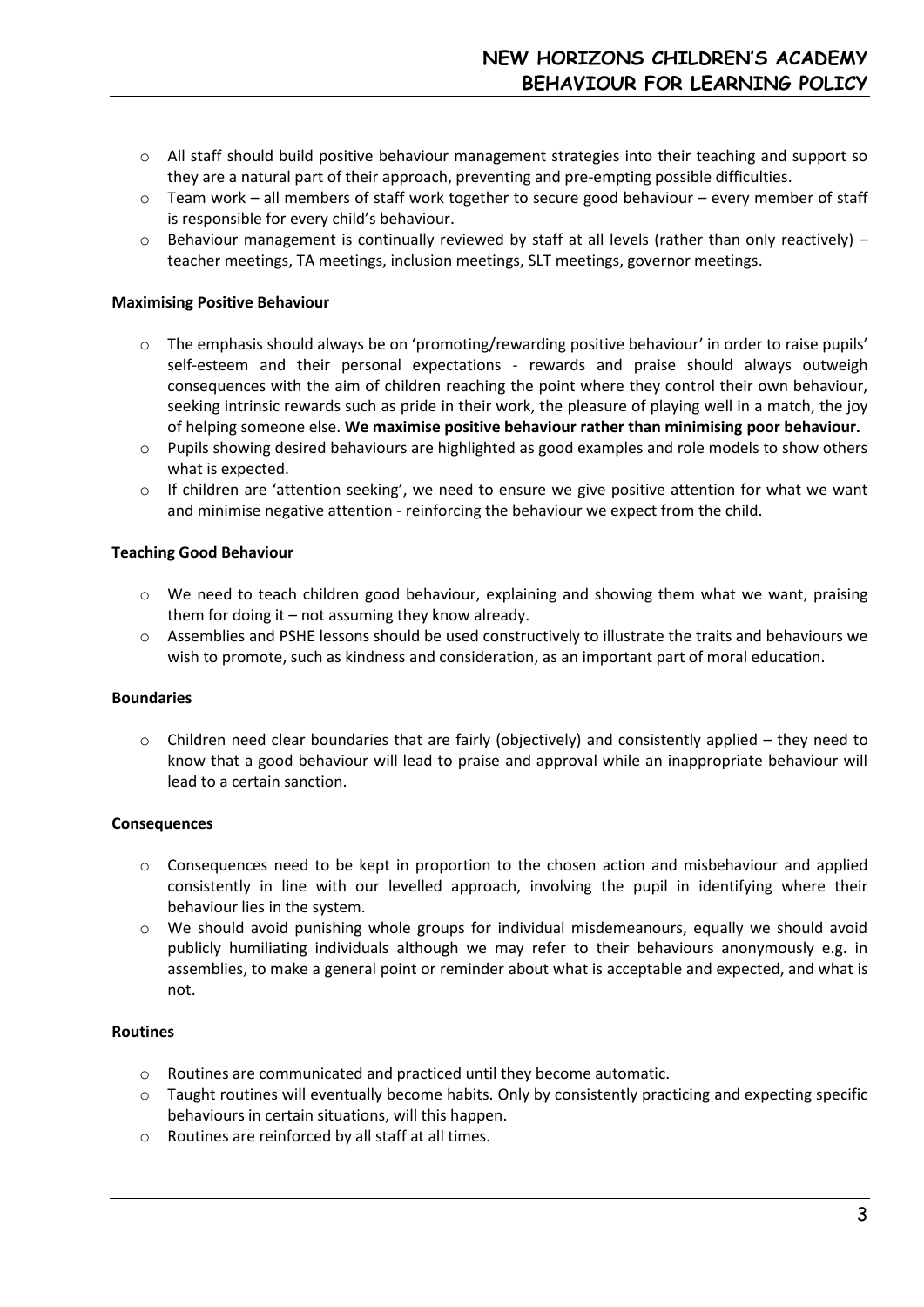- All staff should build positive behaviour management strategies into their teaching and support so they are a natural part of their approach, preventing and pre-empting possible difficulties.
- Team work – all members of staff work together to secure good behaviour – every member of staff is responsible for every child's behaviour.
- Behaviour management is continually reviewed by staff at all levels (rather than only reactively) – teacher meetings, TA meetings, inclusion meetings, SLT meetings, governor meetings.

**Maximising Positive Behaviour**

- The emphasis should always be on 'promoting/rewarding positive behaviour' in order to raise pupils' self-esteem and their personal expectations - rewards and praise should always outweigh consequences with the aim of children reaching the point where they control their own behaviour, seeking intrinsic rewards such as pride in their work, the pleasure of playing well in a match, the joy of helping someone else. **We maximise positive behaviour rather than minimising poor behaviour.**
- Pupils showing desired behaviours are highlighted as good examples and role models to show others what is expected.
- If children are 'attention seeking', we need to ensure we give positive attention for what we want and minimise negative attention - reinforcing the behaviour we expect from the child.

**Teaching Good Behaviour**

- We need to teach children good behaviour, explaining and showing them what we want, praising them for doing it – not assuming they know already.
- Assemblies and PSHE lessons should be used constructively to illustrate the traits and behaviours we wish to promote, such as kindness and consideration, as an important part of moral education.

**Boundaries**

- Children need clear boundaries that are fairly (objectively) and consistently applied – they need to know that a good behaviour will lead to praise and approval while an inappropriate behaviour will lead to a certain sanction.

**Consequences**

- Consequences need to be kept in proportion to the chosen action and misbehaviour and applied consistently in line with our levelled approach, involving the pupil in identifying where their behaviour lies in the system.
- We should avoid punishing whole groups for individual misdemeanours, equally we should avoid publicly humiliating individuals although we may refer to their behaviours anonymously e.g. in assemblies, to make a general point or reminder about what is acceptable and expected, and what is not.

**Routines**

- Routines are communicated and practiced until they become automatic.
- Taught routines will eventually become habits. Only by consistently practicing and expecting specific behaviours in certain situations, will this happen.
- Routines are reinforced by all staff at all times.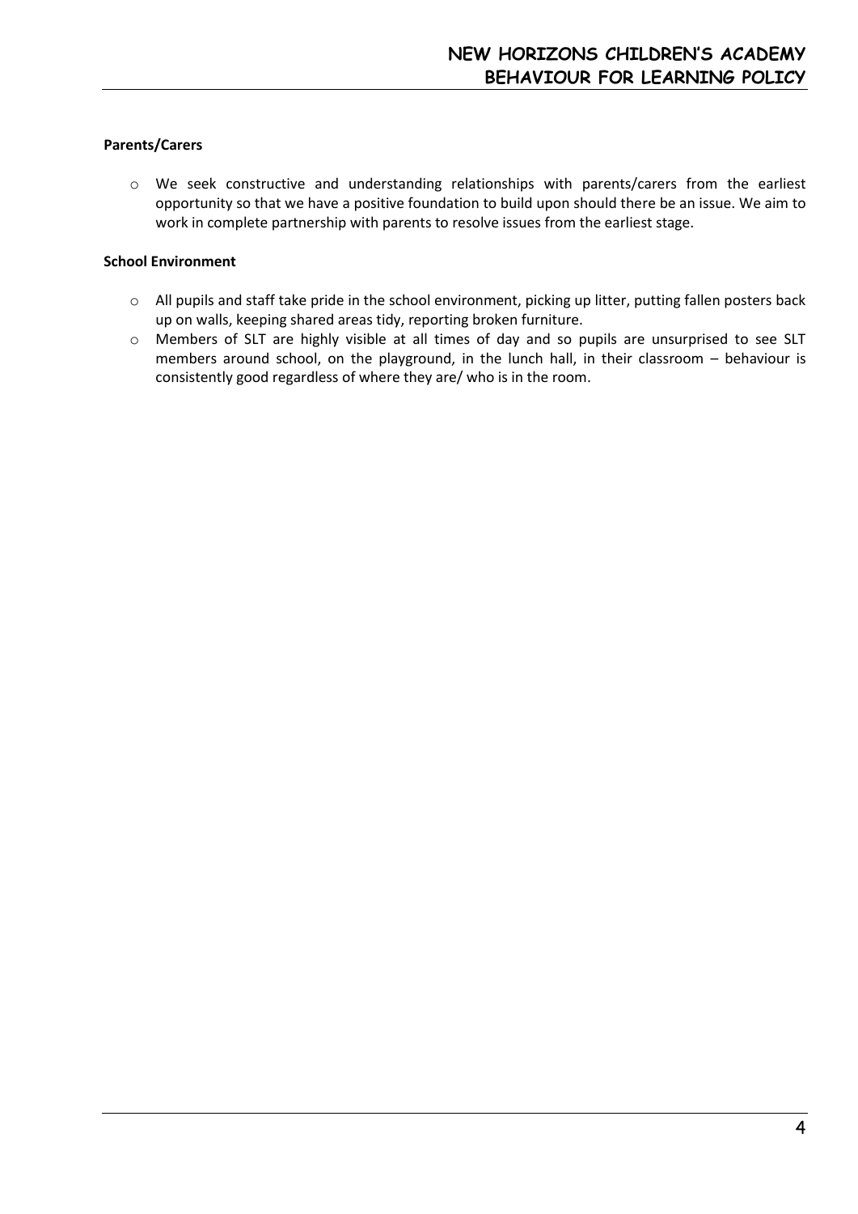**Parents/Carers**

- We seek constructive and understanding relationships with parents/carers from the earliest opportunity so that we have a positive foundation to build upon should there be an issue. We aim to work in complete partnership with parents to resolve issues from the earliest stage.

**School Environment**

- All pupils and staff take pride in the school environment, picking up litter, putting fallen posters back up on walls, keeping shared areas tidy, reporting broken furniture.
- Members of SLT are highly visible at all times of day and so pupils are unsurprised to see SLT members around school, on the playground, in the lunch hall, in their classroom – behaviour is consistently good regardless of where they are/ who is in the room.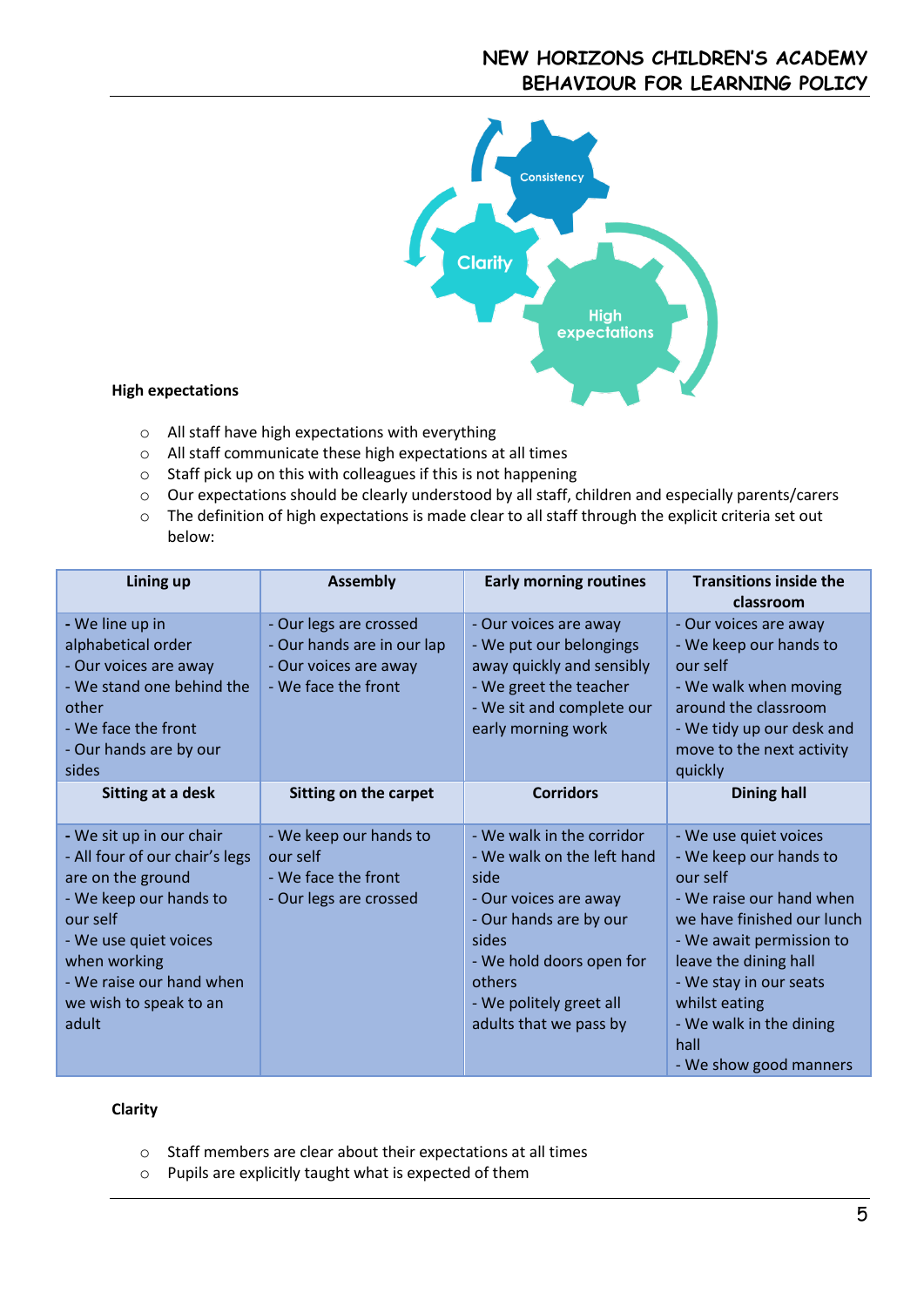**High expectations**

- All staff have high expectations with everything
- All staff communicate these high expectations at all times
- Staff pick up on this with colleagues if this is not happening
- Our expectations should be clearly understood by all staff, children and especially parents/carers
- The definition of high expectations is made clear to all staff through the explicit criteria set out below:

| Lining up | Assembly | Early morning routines | Transitions inside the classroom |
|---|---|---|---|
| - We line up in alphabetical order<br>- Our voices are away<br>- We stand one behind the other<br>- We face the front<br>- Our hands are by our sides | - Our legs are crossed<br>- Our hands are in our lap<br>- Our voices are away<br>- We face the front | - Our voices are away<br>- We put our belongings away quickly and sensibly<br>- We greet the teacher<br>- We sit and complete our early morning work | - Our voices are away<br>- We keep our hands to our self<br>- We walk when moving around the classroom<br>- We tidy up our desk and move to the next activity quickly |
| **Sitting at a desk** | **Sitting on the carpet** | **Corridors** | **Dining hall** |
| - We sit up in our chair<br>- All four of our chair's legs are on the ground<br>- We keep our hands to our self<br>- We use quiet voices when working<br>- We raise our hand when we wish to speak to an adult | - We keep our hands to our self<br>- We face the front<br>- Our legs are crossed | - We walk in the corridor<br>- We walk on the left hand side<br>- Our voices are away<br>- Our hands are by our sides<br>- We hold doors open for others<br>- We politely greet all adults that we pass by | - We use quiet voices<br>- We keep our hands to our self<br>- We raise our hand when we have finished our lunch<br>- We await permission to leave the dining hall<br>- We stay in our seats whilst eating<br>- We walk in the dining hall<br>- We show good manners |

**Clarity**

- Staff members are clear about their expectations at all times
- Pupils are explicitly taught what is expected of them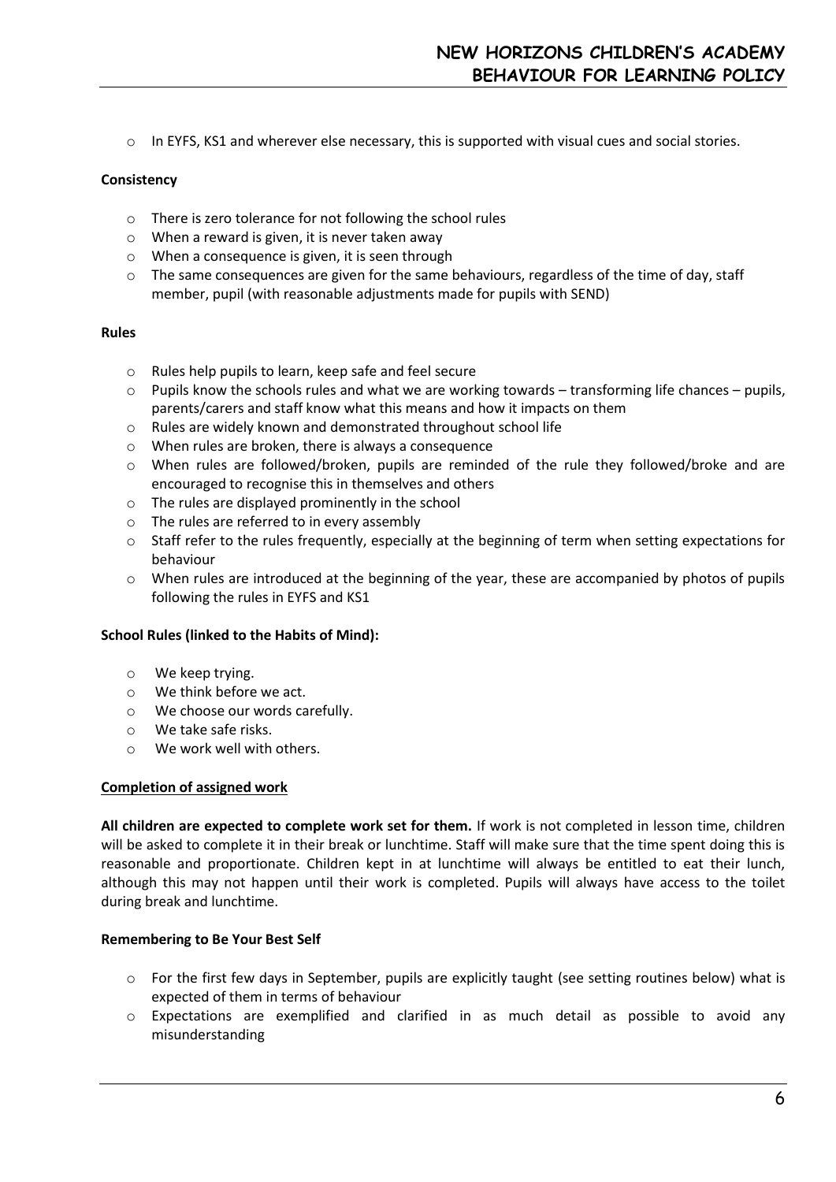- In EYFS, KS1 and wherever else necessary, this is supported with visual cues and social stories.

**Consistency**

- There is zero tolerance for not following the school rules
- When a reward is given, it is never taken away
- When a consequence is given, it is seen through
- The same consequences are given for the same behaviours, regardless of the time of day, staff member, pupil (with reasonable adjustments made for pupils with SEND)

**Rules**

- Rules help pupils to learn, keep safe and feel secure
- Pupils know the schools rules and what we are working towards – transforming life chances – pupils, parents/carers and staff know what this means and how it impacts on them
- Rules are widely known and demonstrated throughout school life
- When rules are broken, there is always a consequence
- When rules are followed/broken, pupils are reminded of the rule they followed/broke and are encouraged to recognise this in themselves and others
- The rules are displayed prominently in the school
- The rules are referred to in every assembly
- Staff refer to the rules frequently, especially at the beginning of term when setting expectations for behaviour
- When rules are introduced at the beginning of the year, these are accompanied by photos of pupils following the rules in EYFS and KS1

**School Rules (linked to the Habits of Mind):**

- We keep trying.
- We think before we act.
- We choose our words carefully.
- We take safe risks.
- We work well with others.

**Completion of assigned work**

**All children are expected to complete work set for them.** If work is not completed in lesson time, children will be asked to complete it in their break or lunchtime. Staff will make sure that the time spent doing this is reasonable and proportionate. Children kept in at lunchtime will always be entitled to eat their lunch, although this may not happen until their work is completed. Pupils will always have access to the toilet during break and lunchtime.

**Remembering to Be Your Best Self**

- For the first few days in September, pupils are explicitly taught (see setting routines below) what is expected of them in terms of behaviour
- Expectations are exemplified and clarified in as much detail as possible to avoid any misunderstanding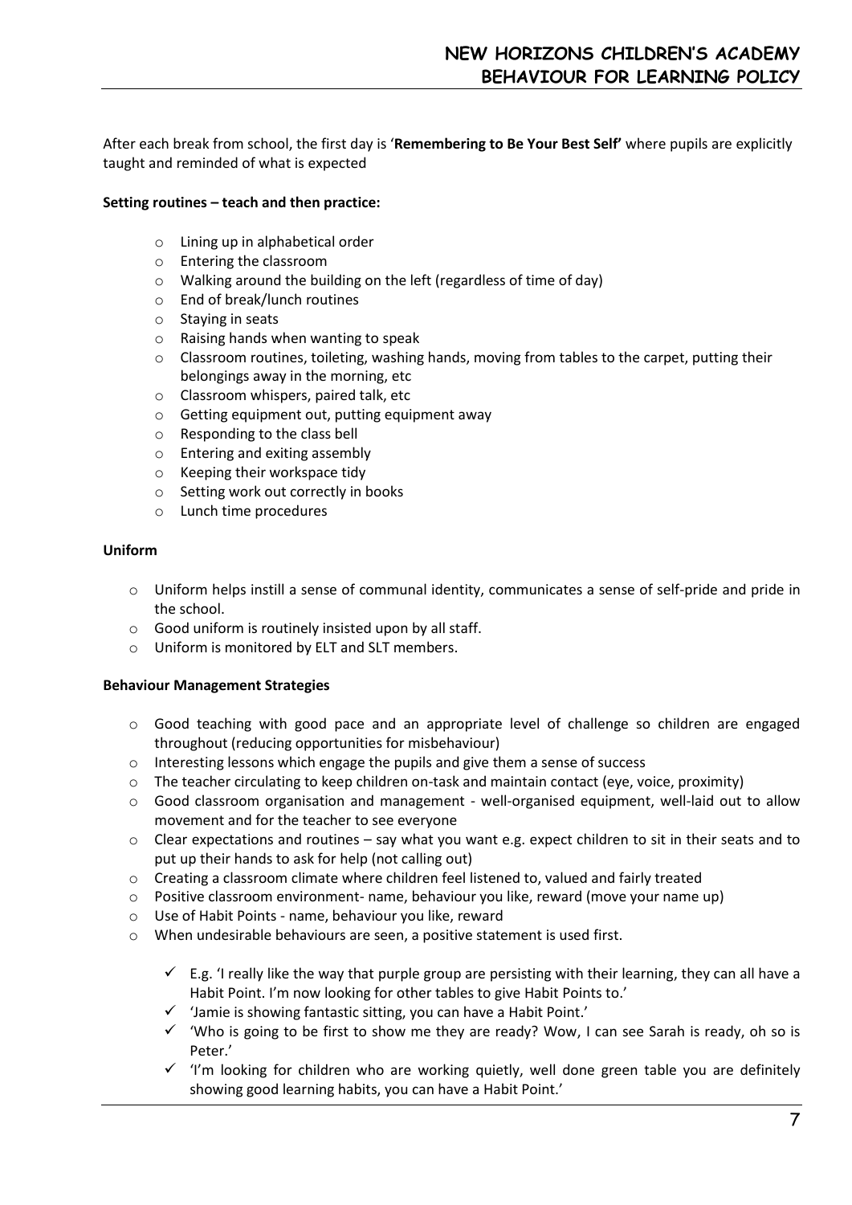After each break from school, the first day is '**Remembering to Be Your Best Self'** where pupils are explicitly taught and reminded of what is expected

**Setting routines – teach and then practice:**

- Lining up in alphabetical order
- Entering the classroom
- Walking around the building on the left (regardless of time of day)
- End of break/lunch routines
- Staying in seats
- Raising hands when wanting to speak
- Classroom routines, toileting, washing hands, moving from tables to the carpet, putting their belongings away in the morning, etc
- Classroom whispers, paired talk, etc
- Getting equipment out, putting equipment away
- Responding to the class bell
- Entering and exiting assembly
- Keeping their workspace tidy
- Setting work out correctly in books
- Lunch time procedures

**Uniform**

- Uniform helps instill a sense of communal identity, communicates a sense of self-pride and pride in the school.
- Good uniform is routinely insisted upon by all staff.
- Uniform is monitored by ELT and SLT members.

**Behaviour Management Strategies**

- Good teaching with good pace and an appropriate level of challenge so children are engaged throughout (reducing opportunities for misbehaviour)
- Interesting lessons which engage the pupils and give them a sense of success
- The teacher circulating to keep children on-task and maintain contact (eye, voice, proximity)
- Good classroom organisation and management - well-organised equipment, well-laid out to allow movement and for the teacher to see everyone
- Clear expectations and routines – say what you want e.g. expect children to sit in their seats and to put up their hands to ask for help (not calling out)
- Creating a classroom climate where children feel listened to, valued and fairly treated
- Positive classroom environment- name, behaviour you like, reward (move your name up)
- Use of Habit Points - name, behaviour you like, reward
- When undesirable behaviours are seen, a positive statement is used first.
  - ✓ E.g. 'I really like the way that purple group are persisting with their learning, they can all have a Habit Point. I'm now looking for other tables to give Habit Points to.'
  - ✓ 'Jamie is showing fantastic sitting, you can have a Habit Point.'
  - ✓ 'Who is going to be first to show me they are ready? Wow, I can see Sarah is ready, oh so is Peter.'
  - ✓ 'I'm looking for children who are working quietly, well done green table you are definitely showing good learning habits, you can have a Habit Point.'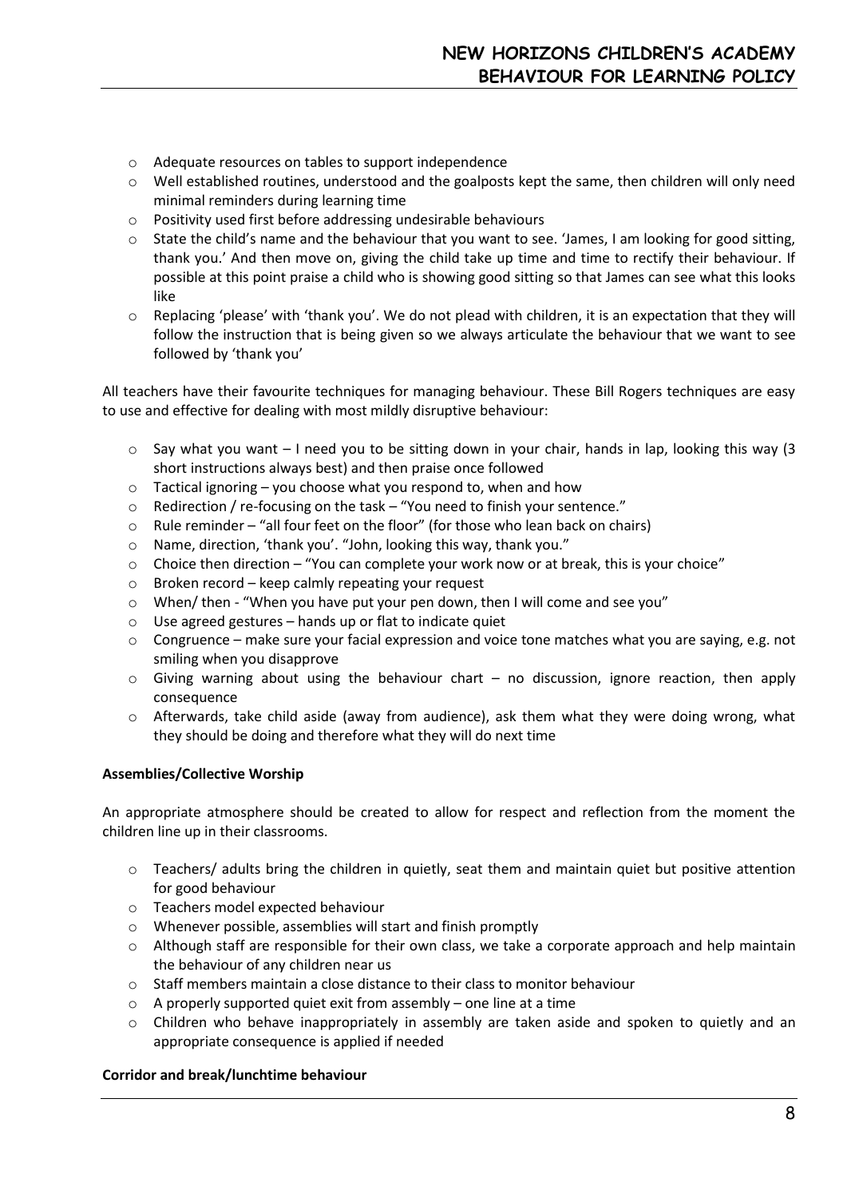- Adequate resources on tables to support independence
- Well established routines, understood and the goalposts kept the same, then children will only need minimal reminders during learning time
- Positivity used first before addressing undesirable behaviours
- State the child's name and the behaviour that you want to see. 'James, I am looking for good sitting, thank you.' And then move on, giving the child take up time and time to rectify their behaviour. If possible at this point praise a child who is showing good sitting so that James can see what this looks like
- Replacing 'please' with 'thank you'. We do not plead with children, it is an expectation that they will follow the instruction that is being given so we always articulate the behaviour that we want to see followed by 'thank you'

All teachers have their favourite techniques for managing behaviour. These Bill Rogers techniques are easy to use and effective for dealing with most mildly disruptive behaviour:

- Say what you want – I need you to be sitting down in your chair, hands in lap, looking this way (3 short instructions always best) and then praise once followed
- Tactical ignoring – you choose what you respond to, when and how
- Redirection / re-focusing on the task – "You need to finish your sentence."
- Rule reminder – "all four feet on the floor" (for those who lean back on chairs)
- Name, direction, 'thank you'. "John, looking this way, thank you."
- Choice then direction – "You can complete your work now or at break, this is your choice"
- Broken record – keep calmly repeating your request
- When/ then - "When you have put your pen down, then I will come and see you"
- Use agreed gestures – hands up or flat to indicate quiet
- Congruence – make sure your facial expression and voice tone matches what you are saying, e.g. not smiling when you disapprove
- Giving warning about using the behaviour chart – no discussion, ignore reaction, then apply consequence
- Afterwards, take child aside (away from audience), ask them what they were doing wrong, what they should be doing and therefore what they will do next time

**Assemblies/Collective Worship**

An appropriate atmosphere should be created to allow for respect and reflection from the moment the children line up in their classrooms.

- Teachers/ adults bring the children in quietly, seat them and maintain quiet but positive attention for good behaviour
- Teachers model expected behaviour
- Whenever possible, assemblies will start and finish promptly
- Although staff are responsible for their own class, we take a corporate approach and help maintain the behaviour of any children near us
- Staff members maintain a close distance to their class to monitor behaviour
- A properly supported quiet exit from assembly – one line at a time
- Children who behave inappropriately in assembly are taken aside and spoken to quietly and an appropriate consequence is applied if needed

**Corridor and break/lunchtime behaviour**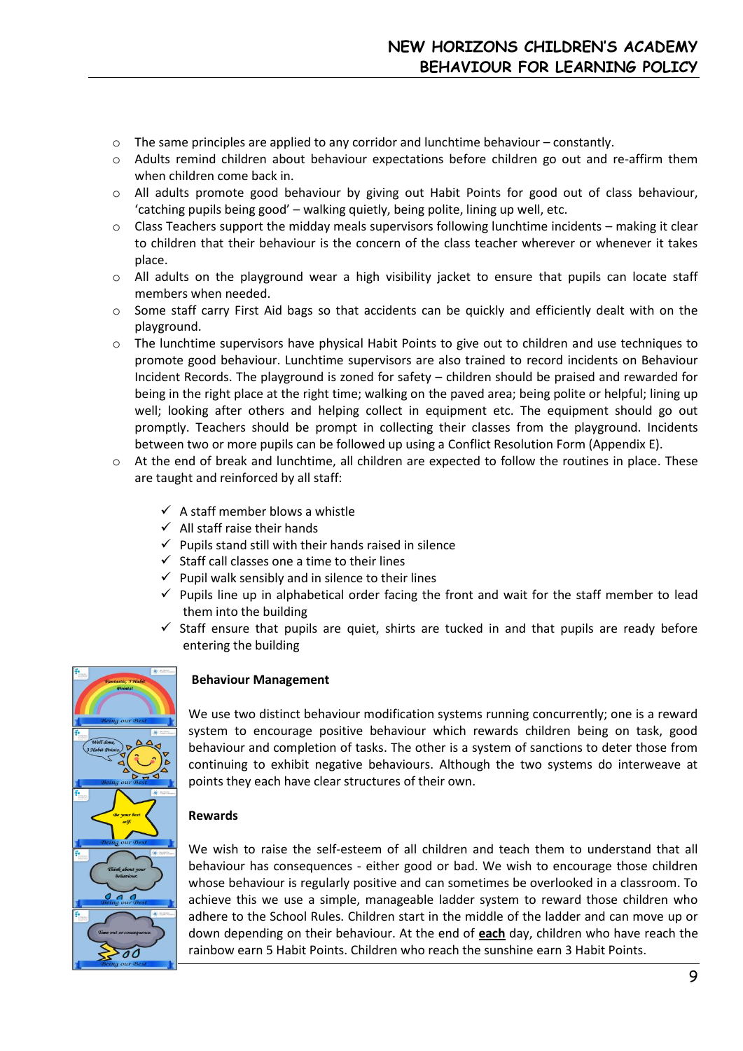- The same principles are applied to any corridor and lunchtime behaviour – constantly.
- Adults remind children about behaviour expectations before children go out and re-affirm them when children come back in.
- All adults promote good behaviour by giving out Habit Points for good out of class behaviour, 'catching pupils being good' – walking quietly, being polite, lining up well, etc.
- Class Teachers support the midday meals supervisors following lunchtime incidents – making it clear to children that their behaviour is the concern of the class teacher wherever or whenever it takes place.
- All adults on the playground wear a high visibility jacket to ensure that pupils can locate staff members when needed.
- Some staff carry First Aid bags so that accidents can be quickly and efficiently dealt with on the playground.
- The lunchtime supervisors have physical Habit Points to give out to children and use techniques to promote good behaviour. Lunchtime supervisors are also trained to record incidents on Behaviour Incident Records. The playground is zoned for safety – children should be praised and rewarded for being in the right place at the right time; walking on the paved area; being polite or helpful; lining up well; looking after others and helping collect in equipment etc. The equipment should go out promptly. Teachers should be prompt in collecting their classes from the playground. Incidents between two or more pupils can be followed up using a Conflict Resolution Form (Appendix E).
- At the end of break and lunchtime, all children are expected to follow the routines in place. These are taught and reinforced by all staff:
  - ✓ A staff member blows a whistle
  - ✓ All staff raise their hands
  - ✓ Pupils stand still with their hands raised in silence
  - ✓ Staff call classes one a time to their lines
  - ✓ Pupil walk sensibly and in silence to their lines
  - ✓ Pupils line up in alphabetical order facing the front and wait for the staff member to lead them into the building
  - ✓ Staff ensure that pupils are quiet, shirts are tucked in and that pupils are ready before entering the building

**Behaviour Management**

We use two distinct behaviour modification systems running concurrently; one is a reward system to encourage positive behaviour which rewards children being on task, good behaviour and completion of tasks. The other is a system of sanctions to deter those from continuing to exhibit negative behaviours. Although the two systems do interweave at points they each have clear structures of their own.

**Rewards**

We wish to raise the self-esteem of all children and teach them to understand that all behaviour has consequences - either good or bad. We wish to encourage those children whose behaviour is regularly positive and can sometimes be overlooked in a classroom. To achieve this we use a simple, manageable ladder system to reward those children who adhere to the School Rules. Children start in the middle of the ladder and can move up or down depending on their behaviour. At the end of **each** day, children who have reach the rainbow earn 5 Habit Points. Children who reach the sunshine earn 3 Habit Points.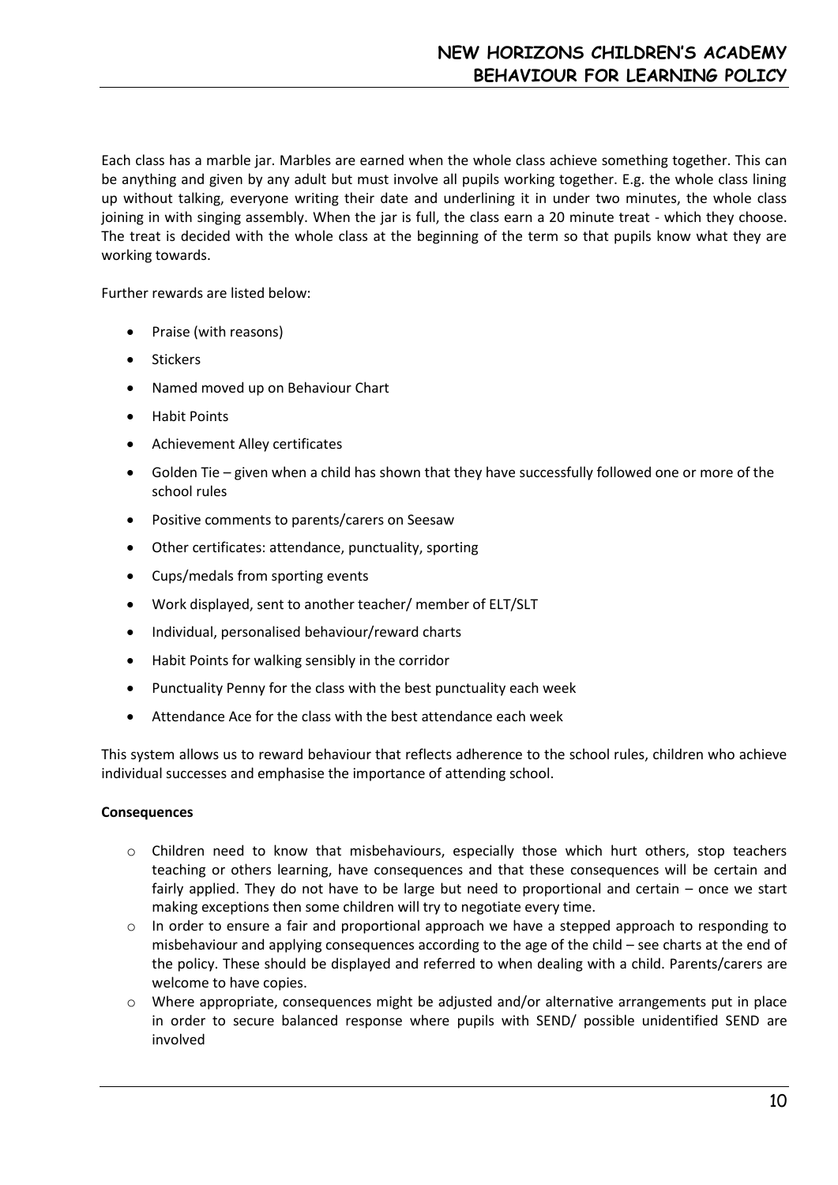Each class has a marble jar. Marbles are earned when the whole class achieve something together. This can be anything and given by any adult but must involve all pupils working together. E.g. the whole class lining up without talking, everyone writing their date and underlining it in under two minutes, the whole class joining in with singing assembly. When the jar is full, the class earn a 20 minute treat - which they choose. The treat is decided with the whole class at the beginning of the term so that pupils know what they are working towards.

Further rewards are listed below:

- Praise (with reasons)
- Stickers
- Named moved up on Behaviour Chart
- Habit Points
- Achievement Alley certificates
- Golden Tie – given when a child has shown that they have successfully followed one or more of the school rules
- Positive comments to parents/carers on Seesaw
- Other certificates: attendance, punctuality, sporting
- Cups/medals from sporting events
- Work displayed, sent to another teacher/ member of ELT/SLT
- Individual, personalised behaviour/reward charts
- Habit Points for walking sensibly in the corridor
- Punctuality Penny for the class with the best punctuality each week
- Attendance Ace for the class with the best attendance each week

This system allows us to reward behaviour that reflects adherence to the school rules, children who achieve individual successes and emphasise the importance of attending school.

**Consequences**

- Children need to know that misbehaviours, especially those which hurt others, stop teachers teaching or others learning, have consequences and that these consequences will be certain and fairly applied. They do not have to be large but need to proportional and certain – once we start making exceptions then some children will try to negotiate every time.
- In order to ensure a fair and proportional approach we have a stepped approach to responding to misbehaviour and applying consequences according to the age of the child – see charts at the end of the policy. These should be displayed and referred to when dealing with a child. Parents/carers are welcome to have copies.
- Where appropriate, consequences might be adjusted and/or alternative arrangements put in place in order to secure balanced response where pupils with SEND/ possible unidentified SEND are involved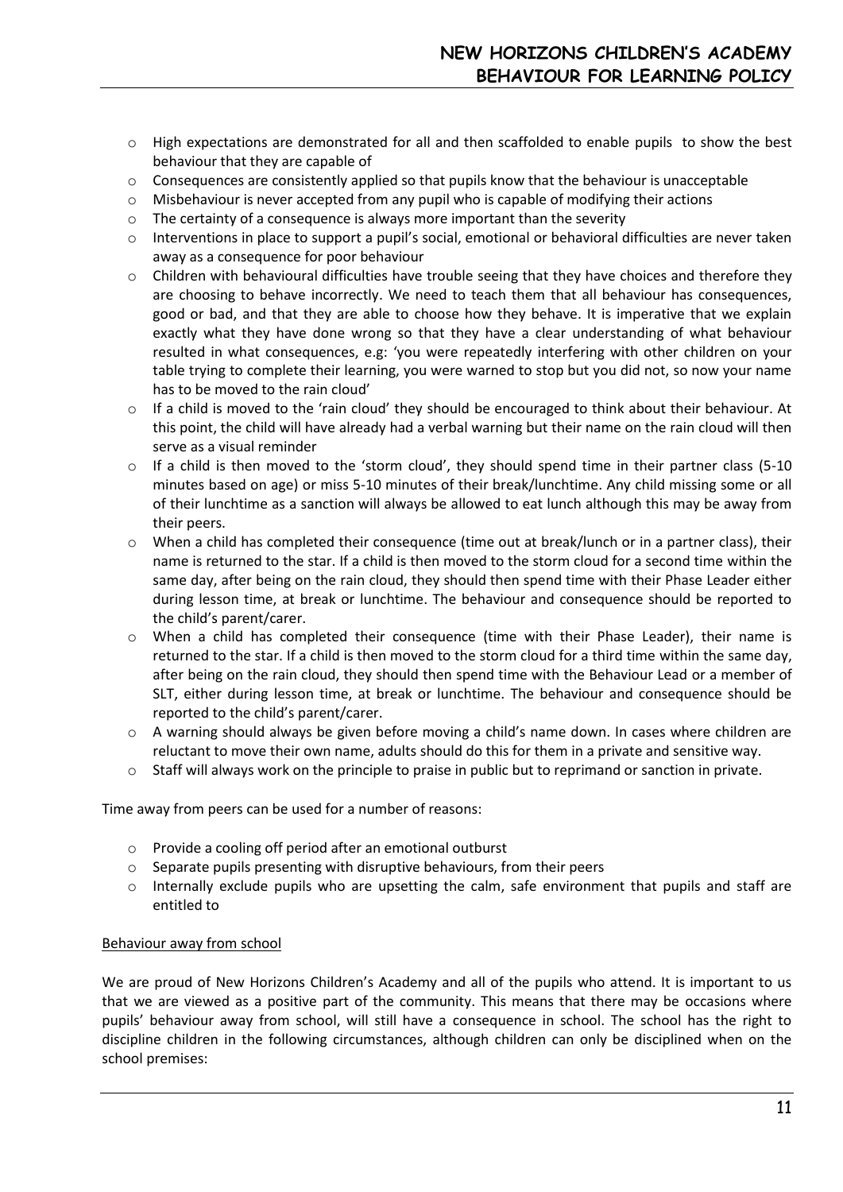- High expectations are demonstrated for all and then scaffolded to enable pupils to show the best behaviour that they are capable of
- Consequences are consistently applied so that pupils know that the behaviour is unacceptable
- Misbehaviour is never accepted from any pupil who is capable of modifying their actions
- The certainty of a consequence is always more important than the severity
- Interventions in place to support a pupil's social, emotional or behavioral difficulties are never taken away as a consequence for poor behaviour
- Children with behavioural difficulties have trouble seeing that they have choices and therefore they are choosing to behave incorrectly. We need to teach them that all behaviour has consequences, good or bad, and that they are able to choose how they behave. It is imperative that we explain exactly what they have done wrong so that they have a clear understanding of what behaviour resulted in what consequences, e.g: 'you were repeatedly interfering with other children on your table trying to complete their learning, you were warned to stop but you did not, so now your name has to be moved to the rain cloud'
- If a child is moved to the 'rain cloud' they should be encouraged to think about their behaviour. At this point, the child will have already had a verbal warning but their name on the rain cloud will then serve as a visual reminder
- If a child is then moved to the 'storm cloud', they should spend time in their partner class (5-10 minutes based on age) or miss 5-10 minutes of their break/lunchtime. Any child missing some or all of their lunchtime as a sanction will always be allowed to eat lunch although this may be away from their peers.
- When a child has completed their consequence (time out at break/lunch or in a partner class), their name is returned to the star. If a child is then moved to the storm cloud for a second time within the same day, after being on the rain cloud, they should then spend time with their Phase Leader either during lesson time, at break or lunchtime. The behaviour and consequence should be reported to the child's parent/carer.
- When a child has completed their consequence (time with their Phase Leader), their name is returned to the star. If a child is then moved to the storm cloud for a third time within the same day, after being on the rain cloud, they should then spend time with the Behaviour Lead or a member of SLT, either during lesson time, at break or lunchtime. The behaviour and consequence should be reported to the child's parent/carer.
- A warning should always be given before moving a child's name down. In cases where children are reluctant to move their own name, adults should do this for them in a private and sensitive way.
- Staff will always work on the principle to praise in public but to reprimand or sanction in private.

Time away from peers can be used for a number of reasons:

- Provide a cooling off period after an emotional outburst
- Separate pupils presenting with disruptive behaviours, from their peers
- Internally exclude pupils who are upsetting the calm, safe environment that pupils and staff are entitled to

Behaviour away from school

We are proud of New Horizons Children's Academy and all of the pupils who attend. It is important to us that we are viewed as a positive part of the community. This means that there may be occasions where pupils' behaviour away from school, will still have a consequence in school. The school has the right to discipline children in the following circumstances, although children can only be disciplined when on the school premises: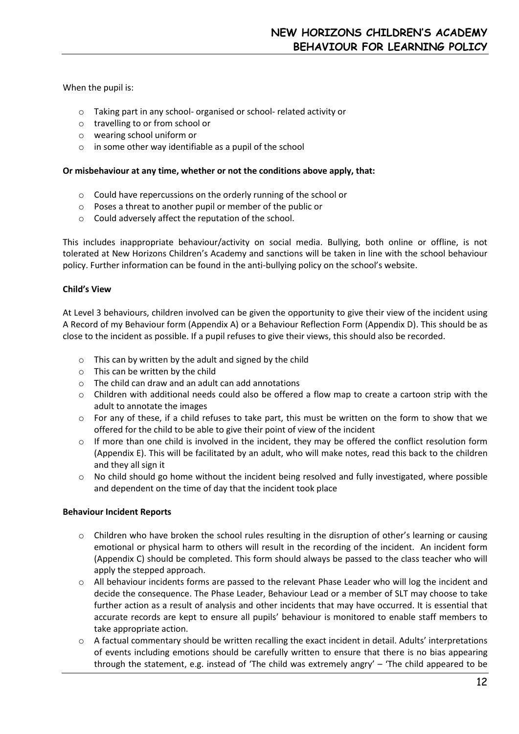When the pupil is:

- Taking part in any school- organised or school- related activity or
- travelling to or from school or
- wearing school uniform or
- in some other way identifiable as a pupil of the school

**Or misbehaviour at any time, whether or not the conditions above apply, that:**

- Could have repercussions on the orderly running of the school or
- Poses a threat to another pupil or member of the public or
- Could adversely affect the reputation of the school.

This includes inappropriate behaviour/activity on social media. Bullying, both online or offline, is not tolerated at New Horizons Children's Academy and sanctions will be taken in line with the school behaviour policy. Further information can be found in the anti-bullying policy on the school's website.

**Child's View**

At Level 3 behaviours, children involved can be given the opportunity to give their view of the incident using A Record of my Behaviour form (Appendix A) or a Behaviour Reflection Form (Appendix D). This should be as close to the incident as possible. If a pupil refuses to give their views, this should also be recorded.

- This can by written by the adult and signed by the child
- This can be written by the child
- The child can draw and an adult can add annotations
- Children with additional needs could also be offered a flow map to create a cartoon strip with the adult to annotate the images
- For any of these, if a child refuses to take part, this must be written on the form to show that we offered for the child to be able to give their point of view of the incident
- If more than one child is involved in the incident, they may be offered the conflict resolution form (Appendix E). This will be facilitated by an adult, who will make notes, read this back to the children and they all sign it
- No child should go home without the incident being resolved and fully investigated, where possible and dependent on the time of day that the incident took place

**Behaviour Incident Reports**

- Children who have broken the school rules resulting in the disruption of other's learning or causing emotional or physical harm to others will result in the recording of the incident. An incident form (Appendix C) should be completed. This form should always be passed to the class teacher who will apply the stepped approach.
- All behaviour incidents forms are passed to the relevant Phase Leader who will log the incident and decide the consequence. The Phase Leader, Behaviour Lead or a member of SLT may choose to take further action as a result of analysis and other incidents that may have occurred. It is essential that accurate records are kept to ensure all pupils' behaviour is monitored to enable staff members to take appropriate action.
- A factual commentary should be written recalling the exact incident in detail. Adults' interpretations of events including emotions should be carefully written to ensure that there is no bias appearing through the statement, e.g. instead of 'The child was extremely angry' – 'The child appeared to be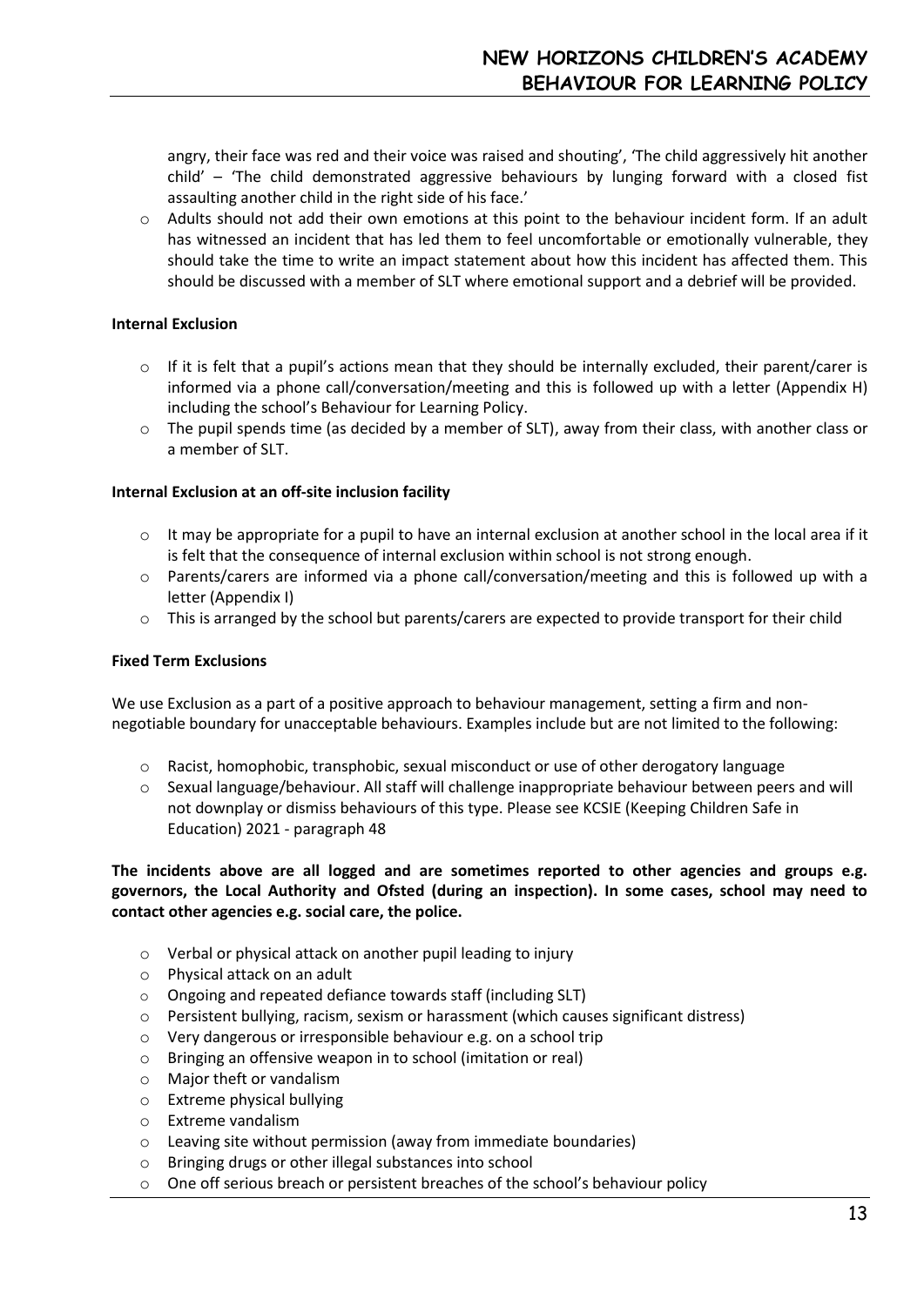angry, their face was red and their voice was raised and shouting', 'The child aggressively hit another child' – 'The child demonstrated aggressive behaviours by lunging forward with a closed fist assaulting another child in the right side of his face.'

- Adults should not add their own emotions at this point to the behaviour incident form. If an adult has witnessed an incident that has led them to feel uncomfortable or emotionally vulnerable, they should take the time to write an impact statement about how this incident has affected them. This should be discussed with a member of SLT where emotional support and a debrief will be provided.

**Internal Exclusion**

- If it is felt that a pupil's actions mean that they should be internally excluded, their parent/carer is informed via a phone call/conversation/meeting and this is followed up with a letter (Appendix H) including the school's Behaviour for Learning Policy.
- The pupil spends time (as decided by a member of SLT), away from their class, with another class or a member of SLT.

**Internal Exclusion at an off-site inclusion facility**

- It may be appropriate for a pupil to have an internal exclusion at another school in the local area if it is felt that the consequence of internal exclusion within school is not strong enough.
- Parents/carers are informed via a phone call/conversation/meeting and this is followed up with a letter (Appendix I)
- This is arranged by the school but parents/carers are expected to provide transport for their child

**Fixed Term Exclusions**

We use Exclusion as a part of a positive approach to behaviour management, setting a firm and non-negotiable boundary for unacceptable behaviours. Examples include but are not limited to the following:

- Racist, homophobic, transphobic, sexual misconduct or use of other derogatory language
- Sexual language/behaviour. All staff will challenge inappropriate behaviour between peers and will not downplay or dismiss behaviours of this type. Please see KCSIE (Keeping Children Safe in Education) 2021 - paragraph 48

**The incidents above are all logged and are sometimes reported to other agencies and groups e.g. governors, the Local Authority and Ofsted (during an inspection). In some cases, school may need to contact other agencies e.g. social care, the police.**

- Verbal or physical attack on another pupil leading to injury
- Physical attack on an adult
- Ongoing and repeated defiance towards staff (including SLT)
- Persistent bullying, racism, sexism or harassment (which causes significant distress)
- Very dangerous or irresponsible behaviour e.g. on a school trip
- Bringing an offensive weapon in to school (imitation or real)
- Major theft or vandalism
- Extreme physical bullying
- Extreme vandalism
- Leaving site without permission (away from immediate boundaries)
- Bringing drugs or other illegal substances into school
- One off serious breach or persistent breaches of the school's behaviour policy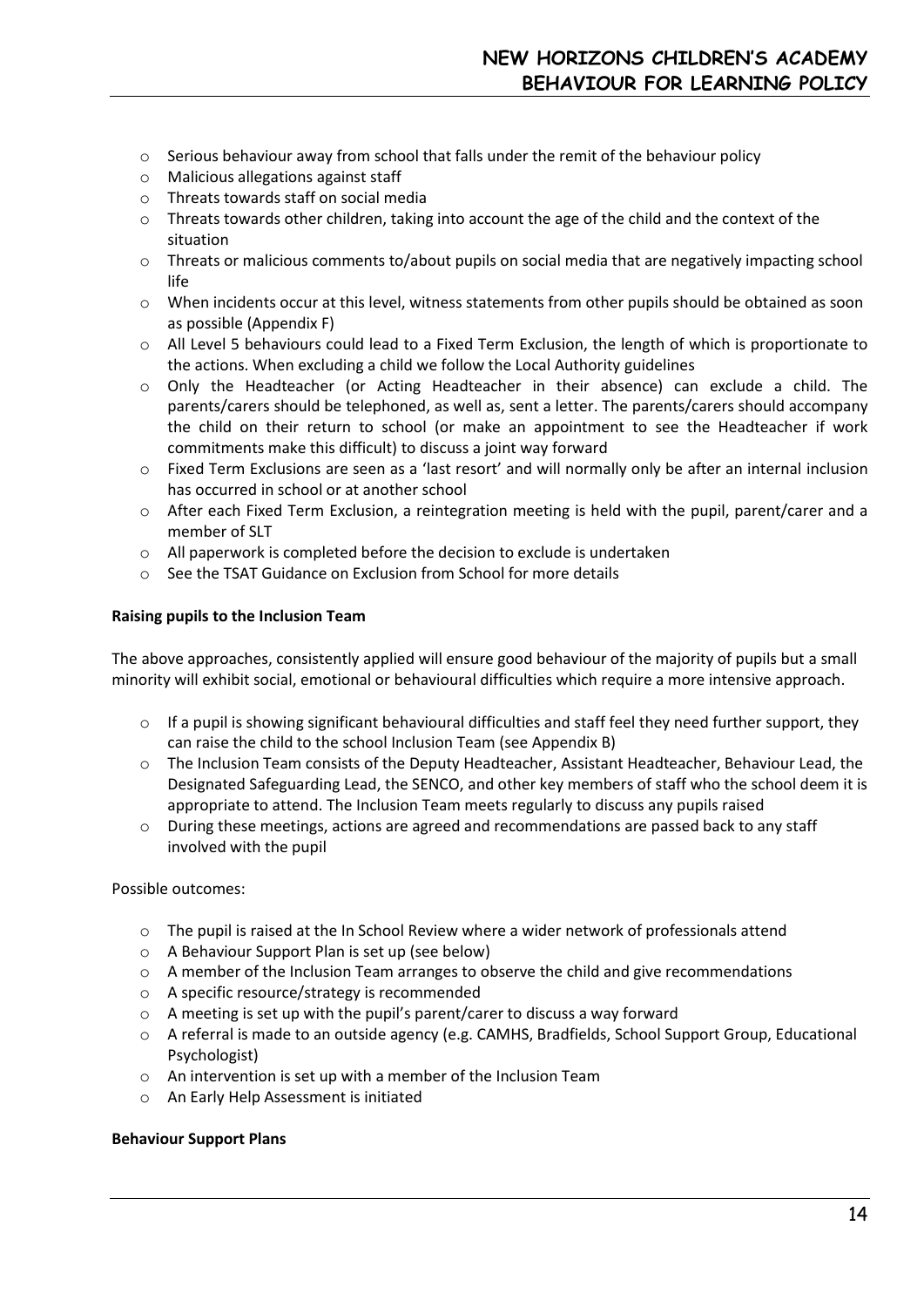- Serious behaviour away from school that falls under the remit of the behaviour policy
- Malicious allegations against staff
- Threats towards staff on social media
- Threats towards other children, taking into account the age of the child and the context of the situation
- Threats or malicious comments to/about pupils on social media that are negatively impacting school life
- When incidents occur at this level, witness statements from other pupils should be obtained as soon as possible (Appendix F)
- All Level 5 behaviours could lead to a Fixed Term Exclusion, the length of which is proportionate to the actions. When excluding a child we follow the Local Authority guidelines
- Only the Headteacher (or Acting Headteacher in their absence) can exclude a child. The parents/carers should be telephoned, as well as, sent a letter. The parents/carers should accompany the child on their return to school (or make an appointment to see the Headteacher if work commitments make this difficult) to discuss a joint way forward
- Fixed Term Exclusions are seen as a 'last resort' and will normally only be after an internal inclusion has occurred in school or at another school
- After each Fixed Term Exclusion, a reintegration meeting is held with the pupil, parent/carer and a member of SLT
- All paperwork is completed before the decision to exclude is undertaken
- See the TSAT Guidance on Exclusion from School for more details

**Raising pupils to the Inclusion Team**

The above approaches, consistently applied will ensure good behaviour of the majority of pupils but a small minority will exhibit social, emotional or behavioural difficulties which require a more intensive approach.

- If a pupil is showing significant behavioural difficulties and staff feel they need further support, they can raise the child to the school Inclusion Team (see Appendix B)
- The Inclusion Team consists of the Deputy Headteacher, Assistant Headteacher, Behaviour Lead, the Designated Safeguarding Lead, the SENCO, and other key members of staff who the school deem it is appropriate to attend. The Inclusion Team meets regularly to discuss any pupils raised
- During these meetings, actions are agreed and recommendations are passed back to any staff involved with the pupil

Possible outcomes:

- The pupil is raised at the In School Review where a wider network of professionals attend
- A Behaviour Support Plan is set up (see below)
- A member of the Inclusion Team arranges to observe the child and give recommendations
- A specific resource/strategy is recommended
- A meeting is set up with the pupil's parent/carer to discuss a way forward
- A referral is made to an outside agency (e.g. CAMHS, Bradfields, School Support Group, Educational Psychologist)
- An intervention is set up with a member of the Inclusion Team
- An Early Help Assessment is initiated

**Behaviour Support Plans**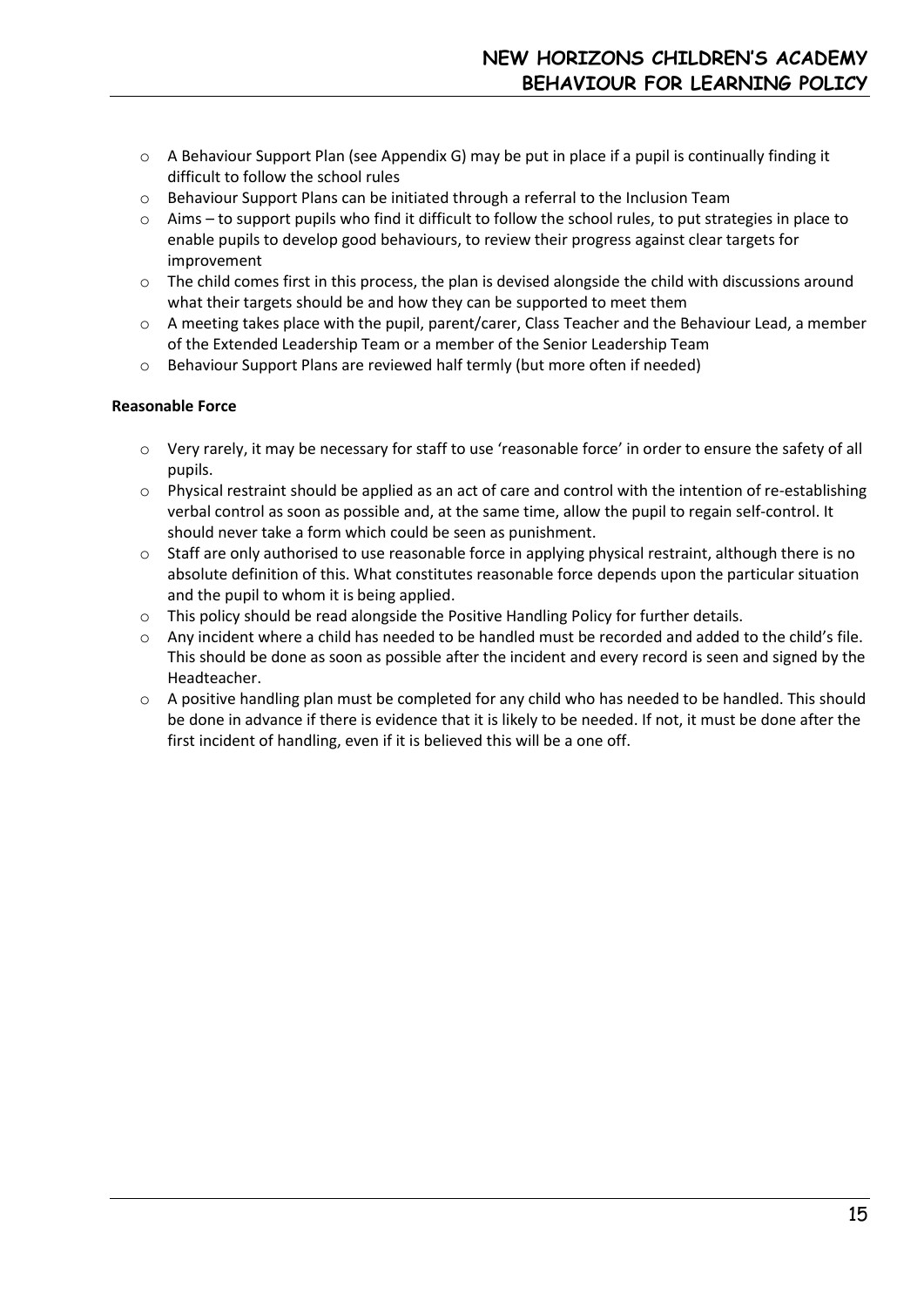- A Behaviour Support Plan (see Appendix G) may be put in place if a pupil is continually finding it difficult to follow the school rules
- Behaviour Support Plans can be initiated through a referral to the Inclusion Team
- Aims – to support pupils who find it difficult to follow the school rules, to put strategies in place to enable pupils to develop good behaviours, to review their progress against clear targets for improvement
- The child comes first in this process, the plan is devised alongside the child with discussions around what their targets should be and how they can be supported to meet them
- A meeting takes place with the pupil, parent/carer, Class Teacher and the Behaviour Lead, a member of the Extended Leadership Team or a member of the Senior Leadership Team
- Behaviour Support Plans are reviewed half termly (but more often if needed)

**Reasonable Force**

- Very rarely, it may be necessary for staff to use 'reasonable force' in order to ensure the safety of all pupils.
- Physical restraint should be applied as an act of care and control with the intention of re-establishing verbal control as soon as possible and, at the same time, allow the pupil to regain self-control. It should never take a form which could be seen as punishment.
- Staff are only authorised to use reasonable force in applying physical restraint, although there is no absolute definition of this. What constitutes reasonable force depends upon the particular situation and the pupil to whom it is being applied.
- This policy should be read alongside the Positive Handling Policy for further details.
- Any incident where a child has needed to be handled must be recorded and added to the child's file. This should be done as soon as possible after the incident and every record is seen and signed by the Headteacher.
- A positive handling plan must be completed for any child who has needed to be handled. This should be done in advance if there is evidence that it is likely to be needed. If not, it must be done after the first incident of handling, even if it is believed this will be a one off.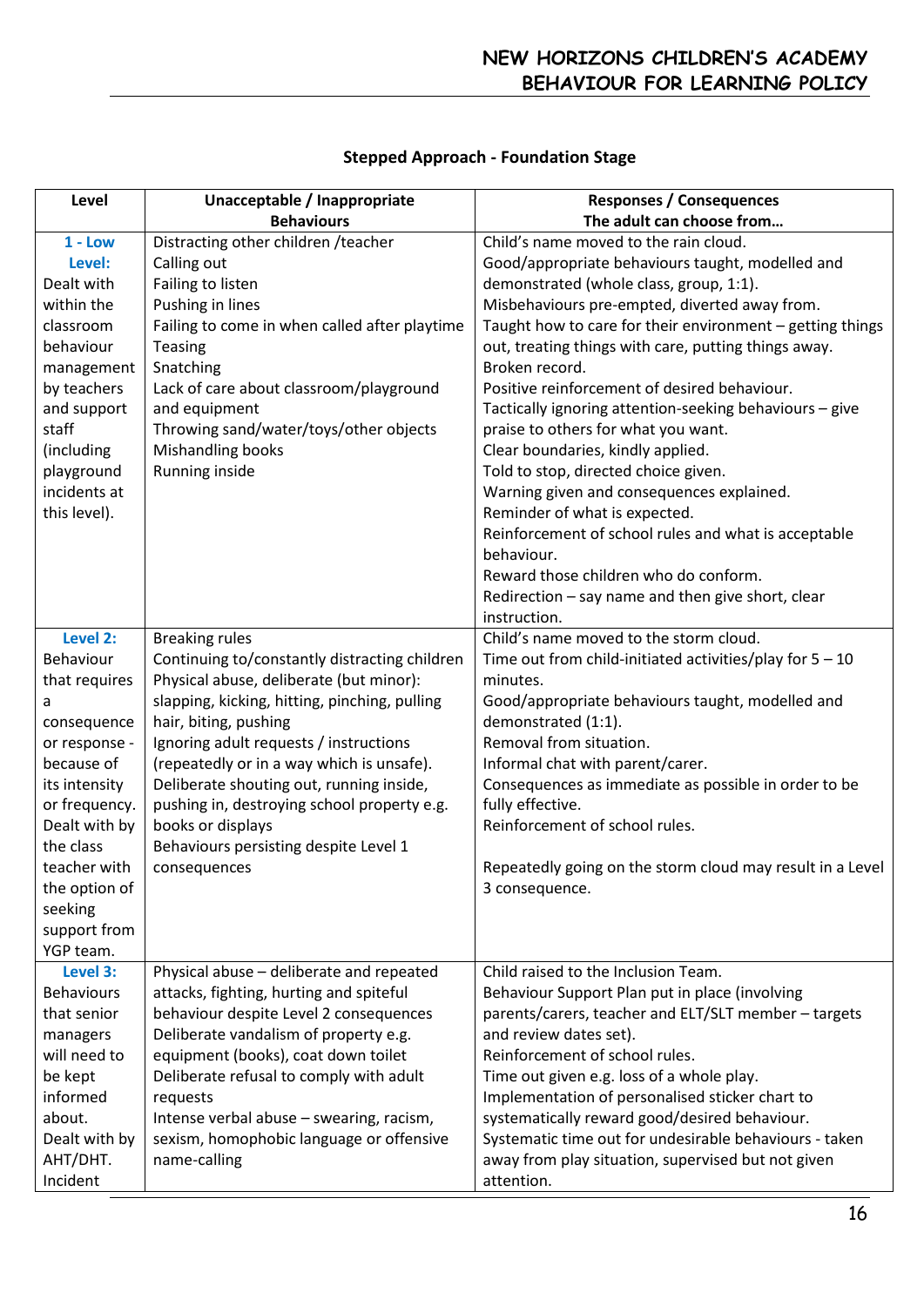## Stepped Approach - Foundation Stage

| Level | Unacceptable / Inappropriate Behaviours | Responses / Consequences The adult can choose from… |
|---|---|---|
| **1 - Low Level:** Dealt with within the classroom behaviour management by teachers and support staff (including playground incidents at this level). | Distracting other children /teacher<br>Calling out<br>Failing to listen<br>Pushing in lines<br>Failing to come in when called after playtime<br>Teasing<br>Snatching<br>Lack of care about classroom/playground and equipment<br>Throwing sand/water/toys/other objects<br>Mishandling books<br>Running inside | Child's name moved to the rain cloud.<br>Good/appropriate behaviours taught, modelled and demonstrated (whole class, group, 1:1).<br>Misbehaviours pre-empted, diverted away from.<br>Taught how to care for their environment – getting things out, treating things with care, putting things away.<br>Broken record.<br>Positive reinforcement of desired behaviour.<br>Tactically ignoring attention-seeking behaviours – give praise to others for what you want.<br>Clear boundaries, kindly applied.<br>Told to stop, directed choice given.<br>Warning given and consequences explained.<br>Reminder of what is expected.<br>Reinforcement of school rules and what is acceptable behaviour.<br>Reward those children who do conform.<br>Redirection – say name and then give short, clear instruction. |
| **Level 2:** Behaviour that requires a consequence or response - because of its intensity or frequency. Dealt with by the class teacher with the option of seeking support from YGP team. | Breaking rules<br>Continuing to/constantly distracting children<br>Physical abuse, deliberate (but minor): slapping, kicking, hitting, pinching, pulling hair, biting, pushing<br>Ignoring adult requests / instructions (repeatedly or in a way which is unsafe).<br>Deliberate shouting out, running inside, pushing in, destroying school property e.g. books or displays<br>Behaviours persisting despite Level 1 consequences | Child's name moved to the storm cloud.<br>Time out from child-initiated activities/play for 5 – 10 minutes.<br>Good/appropriate behaviours taught, modelled and demonstrated (1:1).<br>Removal from situation.<br>Informal chat with parent/carer.<br>Consequences as immediate as possible in order to be fully effective.<br>Reinforcement of school rules.<br><br>Repeatedly going on the storm cloud may result in a Level 3 consequence. |
| **Level 3:** Behaviours that senior managers will need to be kept informed about. Dealt with by AHT/DHT. Incident | Physical abuse – deliberate and repeated attacks, fighting, hurting and spiteful behaviour despite Level 2 consequences<br>Deliberate vandalism of property e.g. equipment (books), coat down toilet<br>Deliberate refusal to comply with adult requests<br>Intense verbal abuse – swearing, racism, sexism, homophobic language or offensive name-calling | Child raised to the Inclusion Team.<br>Behaviour Support Plan put in place (involving parents/carers, teacher and ELT/SLT member – targets and review dates set).<br>Reinforcement of school rules.<br>Time out given e.g. loss of a whole play.<br>Implementation of personalised sticker chart to systematically reward good/desired behaviour.<br>Systematic time out for undesirable behaviours - taken away from play situation, supervised but not given attention. |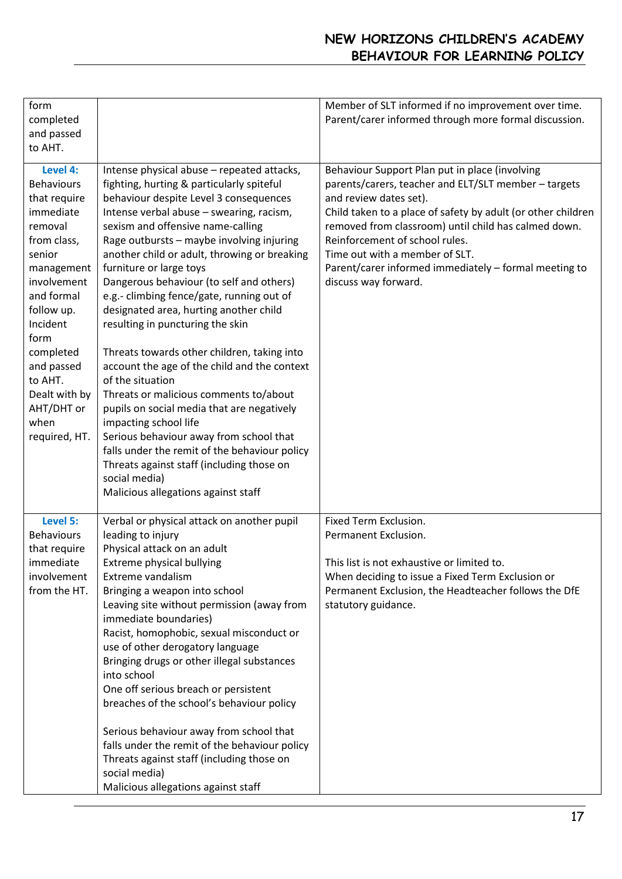| | | |
|---|---|---|
| form completed and passed to AHT. | | Member of SLT informed if no improvement over time.<br>Parent/carer informed through more formal discussion. |
| **Level 4:** Behaviours that require immediate removal from class, senior management involvement and formal follow up. Incident form completed and passed to AHT. Dealt with by AHT/DHT or when required, HT. | Intense physical abuse – repeated attacks, fighting, hurting & particularly spiteful behaviour despite Level 3 consequences<br>Intense verbal abuse – swearing, racism, sexism and offensive name-calling<br>Rage outbursts – maybe involving injuring another child or adult, throwing or breaking furniture or large toys<br>Dangerous behaviour (to self and others) e.g.- climbing fence/gate, running out of designated area, hurting another child resulting in puncturing the skin<br><br>Threats towards other children, taking into account the age of the child and the context of the situation<br>Threats or malicious comments to/about pupils on social media that are negatively impacting school life<br>Serious behaviour away from school that falls under the remit of the behaviour policy<br>Threats against staff (including those on social media)<br>Malicious allegations against staff | Behaviour Support Plan put in place (involving parents/carers, teacher and ELT/SLT member – targets and review dates set).<br>Child taken to a place of safety by adult (or other children removed from classroom) until child has calmed down.<br>Reinforcement of school rules.<br>Time out with a member of SLT.<br>Parent/carer informed immediately – formal meeting to discuss way forward. |
| **Level 5:** Behaviours that require immediate involvement from the HT. | Verbal or physical attack on another pupil leading to injury<br>Physical attack on an adult<br>Extreme physical bullying<br>Extreme vandalism<br>Bringing a weapon into school<br>Leaving site without permission (away from immediate boundaries)<br>Racist, homophobic, sexual misconduct or use of other derogatory language<br>Bringing drugs or other illegal substances into school<br>One off serious breach or persistent breaches of the school's behaviour policy<br><br>Serious behaviour away from school that falls under the remit of the behaviour policy<br>Threats against staff (including those on social media)<br>Malicious allegations against staff | Fixed Term Exclusion.<br>Permanent Exclusion.<br><br>This list is not exhaustive or limited to.<br>When deciding to issue a Fixed Term Exclusion or Permanent Exclusion, the Headteacher follows the DfE statutory guidance. |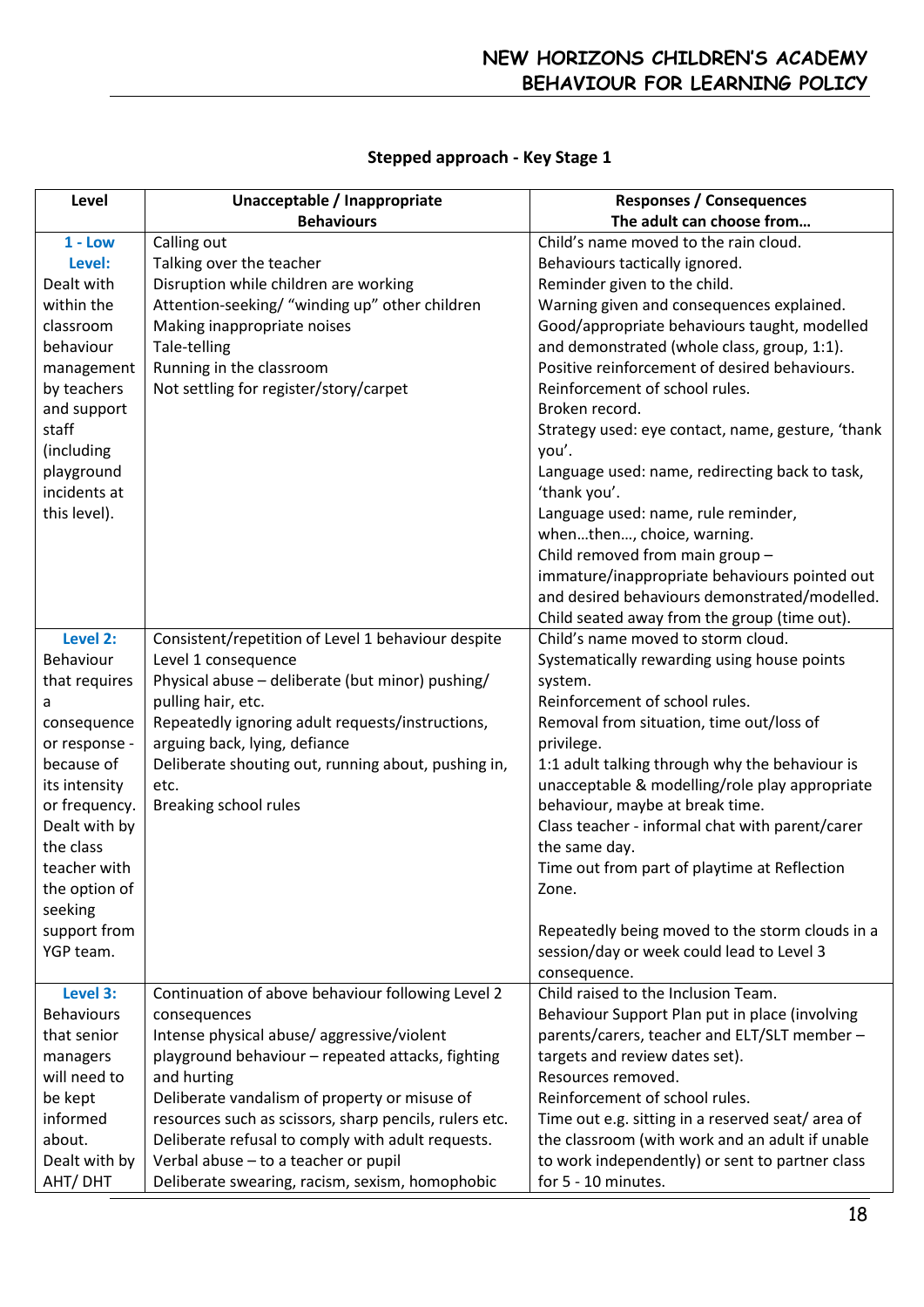## Stepped approach - Key Stage 1

| Level | Unacceptable / Inappropriate Behaviours | Responses / Consequences The adult can choose from… |
|---|---|---|
| **1 - Low Level:** Dealt with within the classroom behaviour management by teachers and support staff (including playground incidents at this level). | Calling out<br>Talking over the teacher<br>Disruption while children are working<br>Attention-seeking/ "winding up" other children<br>Making inappropriate noises<br>Tale-telling<br>Running in the classroom<br>Not settling for register/story/carpet | Child's name moved to the rain cloud.<br>Behaviours tactically ignored.<br>Reminder given to the child.<br>Warning given and consequences explained.<br>Good/appropriate behaviours taught, modelled and demonstrated (whole class, group, 1:1).<br>Positive reinforcement of desired behaviours.<br>Reinforcement of school rules.<br>Broken record.<br>Strategy used: eye contact, name, gesture, 'thank you'.<br>Language used: name, redirecting back to task, 'thank you'.<br>Language used: name, rule reminder, when…then…, choice, warning.<br>Child removed from main group – immature/inappropriate behaviours pointed out and desired behaviours demonstrated/modelled.<br>Child seated away from the group (time out). |
| **Level 2:** Behaviour that requires a consequence or response - because of its intensity or frequency. Dealt with by the class teacher with the option of seeking support from YGP team. | Consistent/repetition of Level 1 behaviour despite Level 1 consequence<br>Physical abuse – deliberate (but minor) pushing/ pulling hair, etc.<br>Repeatedly ignoring adult requests/instructions, arguing back, lying, defiance<br>Deliberate shouting out, running about, pushing in, etc.<br>Breaking school rules | Child's name moved to storm cloud.<br>Systematically rewarding using house points system.<br>Reinforcement of school rules.<br>Removal from situation, time out/loss of privilege.<br>1:1 adult talking through why the behaviour is unacceptable & modelling/role play appropriate behaviour, maybe at break time.<br>Class teacher - informal chat with parent/carer the same day.<br>Time out from part of playtime at Reflection Zone.<br><br>Repeatedly being moved to the storm clouds in a session/day or week could lead to Level 3 consequence. |
| **Level 3:** Behaviours that senior managers will need to be kept informed about. Dealt with by AHT/ DHT | Continuation of above behaviour following Level 2 consequences<br>Intense physical abuse/ aggressive/violent playground behaviour – repeated attacks, fighting and hurting<br>Deliberate vandalism of property or misuse of resources such as scissors, sharp pencils, rulers etc.<br>Deliberate refusal to comply with adult requests.<br>Verbal abuse – to a teacher or pupil<br>Deliberate swearing, racism, sexism, homophobic | Child raised to the Inclusion Team.<br>Behaviour Support Plan put in place (involving parents/carers, teacher and ELT/SLT member – targets and review dates set).<br>Resources removed.<br>Reinforcement of school rules.<br>Time out e.g. sitting in a reserved seat/ area of the classroom (with work and an adult if unable to work independently) or sent to partner class for 5 - 10 minutes. |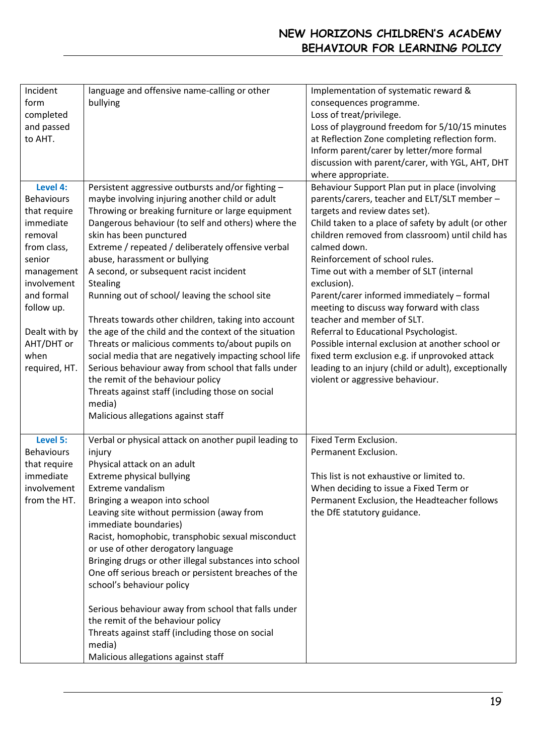| | | |
|---|---|---|
| Incident form completed and passed to AHT. | language and offensive name-calling or other bullying | Implementation of systematic reward & consequences programme.<br>Loss of treat/privilege.<br>Loss of playground freedom for 5/10/15 minutes at Reflection Zone completing reflection form.<br>Inform parent/carer by letter/more formal discussion with parent/carer, with YGL, AHT, DHT where appropriate. |
| **Level 4:** Behaviours that require immediate removal from class, senior management involvement and formal follow up.<br><br>Dealt with by AHT/DHT or when required, HT. | Persistent aggressive outbursts and/or fighting – maybe involving injuring another child or adult<br>Throwing or breaking furniture or large equipment<br>Dangerous behaviour (to self and others) where the skin has been punctured<br>Extreme / repeated / deliberately offensive verbal abuse, harassment or bullying<br>A second, or subsequent racist incident<br>Stealing<br>Running out of school/ leaving the school site<br><br>Threats towards other children, taking into account the age of the child and the context of the situation<br>Threats or malicious comments to/about pupils on social media that are negatively impacting school life<br>Serious behaviour away from school that falls under the remit of the behaviour policy<br>Threats against staff (including those on social media)<br>Malicious allegations against staff | Behaviour Support Plan put in place (involving parents/carers, teacher and ELT/SLT member – targets and review dates set).<br>Child taken to a place of safety by adult (or other children removed from classroom) until child has calmed down.<br>Reinforcement of school rules.<br>Time out with a member of SLT (internal exclusion).<br>Parent/carer informed immediately – formal meeting to discuss way forward with class teacher and member of SLT.<br>Referral to Educational Psychologist.<br>Possible internal exclusion at another school or fixed term exclusion e.g. if unprovoked attack leading to an injury (child or adult), exceptionally violent or aggressive behaviour. |
| **Level 5:** Behaviours that require immediate involvement from the HT. | Verbal or physical attack on another pupil leading to injury<br>Physical attack on an adult<br>Extreme physical bullying<br>Extreme vandalism<br>Bringing a weapon into school<br>Leaving site without permission (away from immediate boundaries)<br>Racist, homophobic, transphobic sexual misconduct or use of other derogatory language<br>Bringing drugs or other illegal substances into school<br>One off serious breach or persistent breaches of the school's behaviour policy<br><br>Serious behaviour away from school that falls under the remit of the behaviour policy<br>Threats against staff (including those on social media)<br>Malicious allegations against staff | Fixed Term Exclusion.<br>Permanent Exclusion.<br><br>This list is not exhaustive or limited to.<br>When deciding to issue a Fixed Term or Permanent Exclusion, the Headteacher follows the DfE statutory guidance. |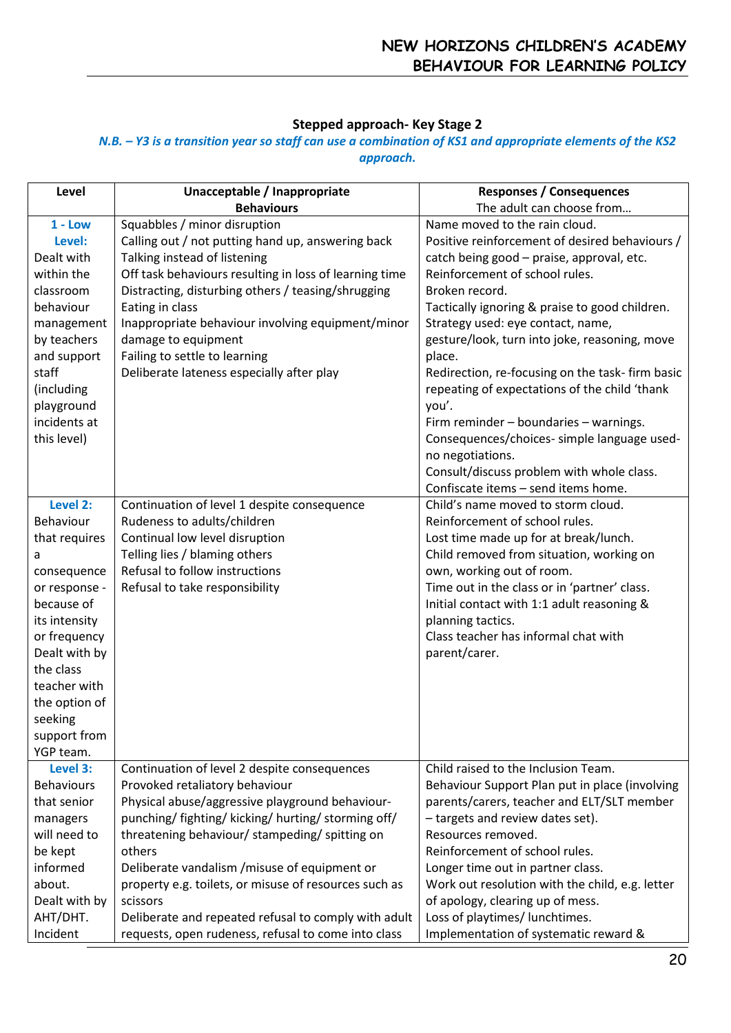### Stepped approach- Key Stage 2

***N.B. – Y3 is a transition year so staff can use a combination of KS1 and appropriate elements of the KS2 approach.***

| Level | Unacceptable / Inappropriate Behaviours | Responses / Consequences<br>The adult can choose from… |
|---|---|---|
| **1 - Low Level:**<br>Dealt with within the classroom behaviour management by teachers and support staff (including playground incidents at this level) | Squabbles / minor disruption<br>Calling out / not putting hand up, answering back<br>Talking instead of listening<br>Off task behaviours resulting in loss of learning time<br>Distracting, disturbing others / teasing/shrugging<br>Eating in class<br>Inappropriate behaviour involving equipment/minor damage to equipment<br>Failing to settle to learning<br>Deliberate lateness especially after play | Name moved to the rain cloud.<br>Positive reinforcement of desired behaviours / catch being good – praise, approval, etc.<br>Reinforcement of school rules.<br>Broken record.<br>Tactically ignoring & praise to good children.<br>Strategy used: eye contact, name, gesture/look, turn into joke, reasoning, move place.<br>Redirection, re-focusing on the task- firm basic repeating of expectations of the child 'thank you'.<br>Firm reminder – boundaries – warnings.<br>Consequences/choices- simple language used- no negotiations.<br>Consult/discuss problem with whole class.<br>Confiscate items – send items home. |
| **Level 2:**<br>Behaviour that requires a consequence or response - because of its intensity or frequency<br>Dealt with by the class teacher with the option of seeking support from YGP team. | Continuation of level 1 despite consequence<br>Rudeness to adults/children<br>Continual low level disruption<br>Telling lies / blaming others<br>Refusal to follow instructions<br>Refusal to take responsibility | Child's name moved to storm cloud.<br>Reinforcement of school rules.<br>Lost time made up for at break/lunch.<br>Child removed from situation, working on own, working out of room.<br>Time out in the class or in 'partner' class.<br>Initial contact with 1:1 adult reasoning & planning tactics.<br>Class teacher has informal chat with parent/carer. |
| **Level 3:**<br>Behaviours that senior managers will need to be kept informed about.<br>Dealt with by AHT/DHT.<br>Incident | Continuation of level 2 despite consequences<br>Provoked retaliatory behaviour<br>Physical abuse/aggressive playground behaviour- punching/ fighting/ kicking/ hurting/ storming off/ threatening behaviour/ stampeding/ spitting on others<br>Deliberate vandalism /misuse of equipment or property e.g. toilets, or misuse of resources such as scissors<br>Deliberate and repeated refusal to comply with adult requests, open rudeness, refusal to come into class | Child raised to the Inclusion Team.<br>Behaviour Support Plan put in place (involving parents/carers, teacher and ELT/SLT member – targets and review dates set).<br>Resources removed.<br>Reinforcement of school rules.<br>Longer time out in partner class.<br>Work out resolution with the child, e.g. letter of apology, clearing up of mess.<br>Loss of playtimes/ lunchtimes.<br>Implementation of systematic reward & |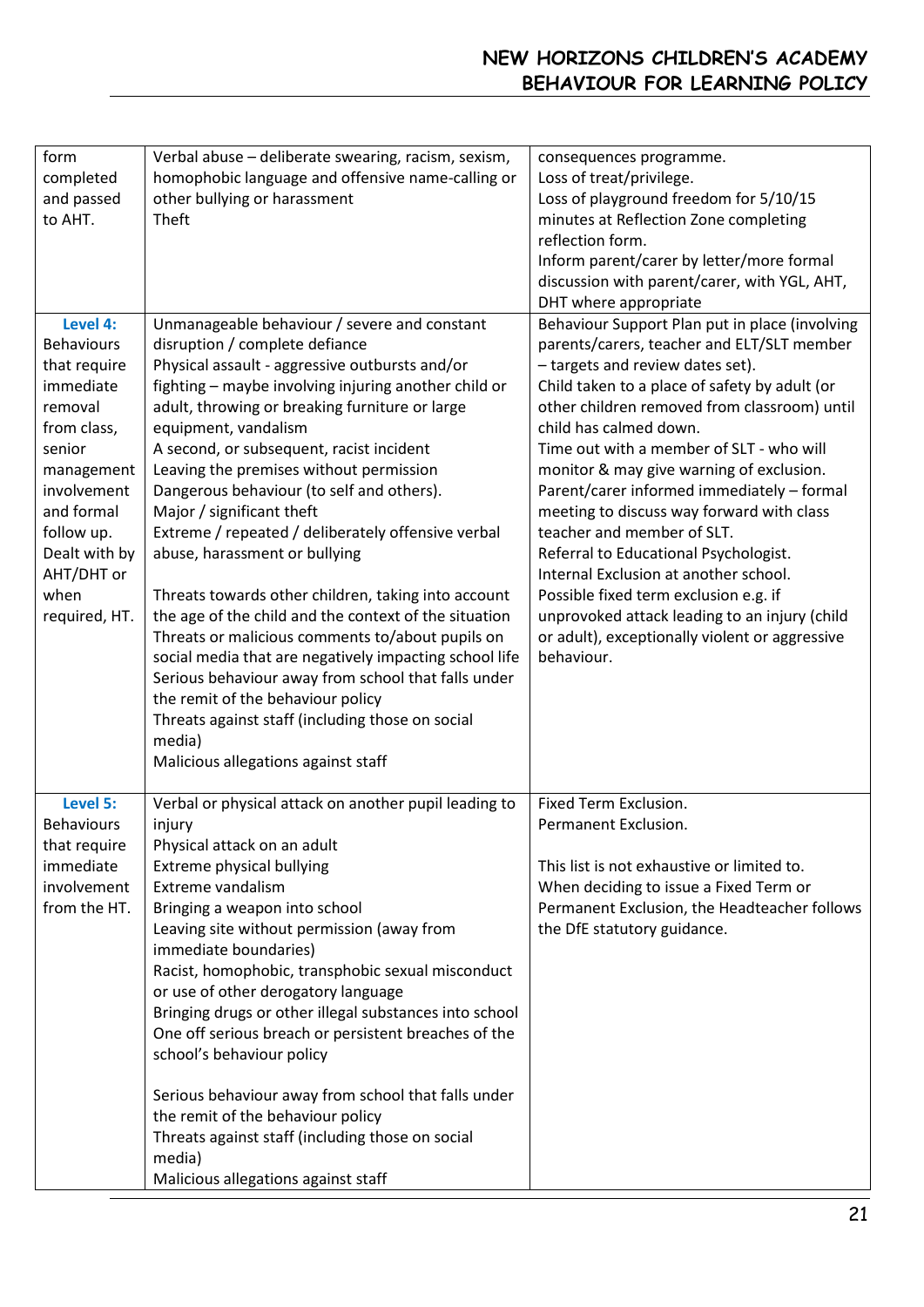| | | |
|---|---|---|
| form completed and passed to AHT. | Verbal abuse – deliberate swearing, racism, sexism, homophobic language and offensive name-calling or other bullying or harassment<br>Theft | consequences programme.<br>Loss of treat/privilege.<br>Loss of playground freedom for 5/10/15 minutes at Reflection Zone completing reflection form.<br>Inform parent/carer by letter/more formal discussion with parent/carer, with YGL, AHT, DHT where appropriate |
| **Level 4:** Behaviours that require immediate removal from class, senior management involvement and formal follow up. Dealt with by AHT/DHT or when required, HT. | Unmanageable behaviour / severe and constant disruption / complete defiance<br>Physical assault - aggressive outbursts and/or fighting – maybe involving injuring another child or adult, throwing or breaking furniture or large equipment, vandalism<br>A second, or subsequent, racist incident<br>Leaving the premises without permission<br>Dangerous behaviour (to self and others).<br>Major / significant theft<br>Extreme / repeated / deliberately offensive verbal abuse, harassment or bullying<br><br>Threats towards other children, taking into account the age of the child and the context of the situation<br>Threats or malicious comments to/about pupils on social media that are negatively impacting school life<br>Serious behaviour away from school that falls under the remit of the behaviour policy<br>Threats against staff (including those on social media)<br>Malicious allegations against staff | Behaviour Support Plan put in place (involving parents/carers, teacher and ELT/SLT member – targets and review dates set).<br>Child taken to a place of safety by adult (or other children removed from classroom) until child has calmed down.<br>Time out with a member of SLT - who will monitor & may give warning of exclusion.<br>Parent/carer informed immediately – formal meeting to discuss way forward with class teacher and member of SLT.<br>Referral to Educational Psychologist.<br>Internal Exclusion at another school.<br>Possible fixed term exclusion e.g. if unprovoked attack leading to an injury (child or adult), exceptionally violent or aggressive behaviour. |
| **Level 5:** Behaviours that require immediate involvement from the HT. | Verbal or physical attack on another pupil leading to injury<br>Physical attack on an adult<br>Extreme physical bullying<br>Extreme vandalism<br>Bringing a weapon into school<br>Leaving site without permission (away from immediate boundaries)<br>Racist, homophobic, transphobic sexual misconduct or use of other derogatory language<br>Bringing drugs or other illegal substances into school<br>One off serious breach or persistent breaches of the school's behaviour policy<br><br>Serious behaviour away from school that falls under the remit of the behaviour policy<br>Threats against staff (including those on social media)<br>Malicious allegations against staff | Fixed Term Exclusion.<br>Permanent Exclusion.<br><br>This list is not exhaustive or limited to.<br>When deciding to issue a Fixed Term or Permanent Exclusion, the Headteacher follows the DfE statutory guidance. |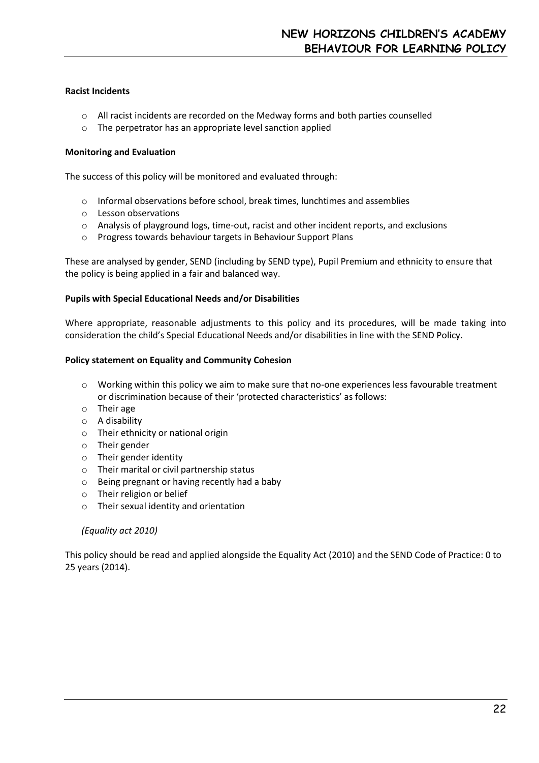**Racist Incidents**

- All racist incidents are recorded on the Medway forms and both parties counselled
- The perpetrator has an appropriate level sanction applied

**Monitoring and Evaluation**

The success of this policy will be monitored and evaluated through:

- Informal observations before school, break times, lunchtimes and assemblies
- Lesson observations
- Analysis of playground logs, time-out, racist and other incident reports, and exclusions
- Progress towards behaviour targets in Behaviour Support Plans

These are analysed by gender, SEND (including by SEND type), Pupil Premium and ethnicity to ensure that the policy is being applied in a fair and balanced way.

**Pupils with Special Educational Needs and/or Disabilities**

Where appropriate, reasonable adjustments to this policy and its procedures, will be made taking into consideration the child's Special Educational Needs and/or disabilities in line with the SEND Policy.

**Policy statement on Equality and Community Cohesion**

- Working within this policy we aim to make sure that no-one experiences less favourable treatment or discrimination because of their 'protected characteristics' as follows:
- Their age
- A disability
- Their ethnicity or national origin
- Their gender
- Their gender identity
- Their marital or civil partnership status
- Being pregnant or having recently had a baby
- Their religion or belief
- Their sexual identity and orientation

*(Equality act 2010)*

This policy should be read and applied alongside the Equality Act (2010) and the SEND Code of Practice: 0 to 25 years (2014).